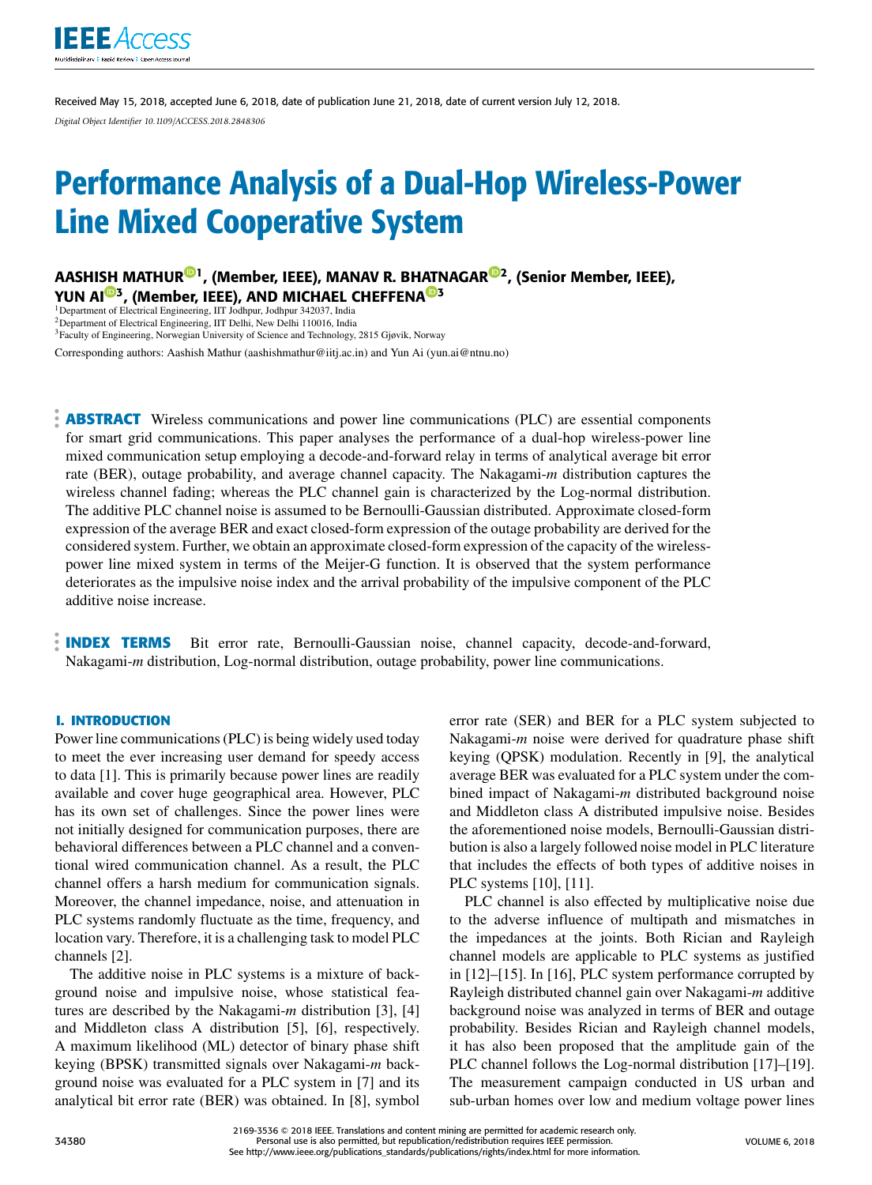Received May 15, 2018, accepted June 6, 2018, date of publication June 21, 2018, date of current version July 12, 2018.

*Digital Object Identifier 10.1109/ACCESS.2018.2848306*

# Performance Analysis of a Dual-Hop Wireless-Power Line Mixed Cooperative System

**AASHISH MATHUR[1], (Member, IEEE), MANAV R. BHATNAGAR[2], (Senior Member, IEEE), YUN AI[3], (Member, IEEE), AND MICHAEL CHEFFENA[3]**

[1]Department of Electrical Engineering, IIT Jodhpur, Jodhpur 342037, India
[2]Department of Electrical Engineering, IIT Delhi, New Delhi 110016, India
[3]Faculty of Engineering, Norwegian University of Science and Technology, 2815 Gjøvik, Norway

Corresponding authors: Aashish Mathur (aashishmathur@iitj.ac.in) and Yun Ai (yun.ai@ntnu.no)

**ABSTRACT** Wireless communications and power line communications (PLC) are essential components for smart grid communications. This paper analyses the performance of a dual-hop wireless-power line mixed communication setup employing a decode-and-forward relay in terms of analytical average bit error rate (BER), outage probability, and average channel capacity. The Nakagami-*m* distribution captures the wireless channel fading; whereas the PLC channel gain is characterized by the Log-normal distribution. The additive PLC channel noise is assumed to be Bernoulli-Gaussian distributed. Approximate closed-form expression of the average BER and exact closed-form expression of the outage probability are derived for the considered system. Further, we obtain an approximate closed-form expression of the capacity of the wireless-power line mixed system in terms of the Meijer-G function. It is observed that the system performance deteriorates as the impulsive noise index and the arrival probability of the impulsive component of the PLC additive noise increase.

**INDEX TERMS** Bit error rate, Bernoulli-Gaussian noise, channel capacity, decode-and-forward, Nakagami-*m* distribution, Log-normal distribution, outage probability, power line communications.

## I. INTRODUCTION

Power line communications (PLC) is being widely used today to meet the ever increasing user demand for speedy access to data [1]. This is primarily because power lines are readily available and cover huge geographical area. However, PLC has its own set of challenges. Since the power lines were not initially designed for communication purposes, there are behavioral differences between a PLC channel and a conventional wired communication channel. As a result, the PLC channel offers a harsh medium for communication signals. Moreover, the channel impedance, noise, and attenuation in PLC systems randomly fluctuate as the time, frequency, and location vary. Therefore, it is a challenging task to model PLC channels [2].

The additive noise in PLC systems is a mixture of background noise and impulsive noise, whose statistical features are described by the Nakagami-*m* distribution [3], [4] and Middleton class A distribution [5], [6], respectively. A maximum likelihood (ML) detector of binary phase shift keying (BPSK) transmitted signals over Nakagami-*m* background noise was evaluated for a PLC system in [7] and its analytical bit error rate (BER) was obtained. In [8], symbol error rate (SER) and BER for a PLC system subjected to Nakagami-*m* noise were derived for quadrature phase shift keying (QPSK) modulation. Recently in [9], the analytical average BER was evaluated for a PLC system under the combined impact of Nakagami-*m* distributed background noise and Middleton class A distributed impulsive noise. Besides the aforementioned noise models, Bernoulli-Gaussian distribution is also a largely followed noise model in PLC literature that includes the effects of both types of additive noises in PLC systems [10], [11].

PLC channel is also effected by multiplicative noise due to the adverse influence of multipath and mismatches in the impedances at the joints. Both Rician and Rayleigh channel models are applicable to PLC systems as justified in [12]–[15]. In [16], PLC system performance corrupted by Rayleigh distributed channel gain over Nakagami-*m* additive background noise was analyzed in terms of BER and outage probability. Besides Rician and Rayleigh channel models, it has also been proposed that the amplitude gain of the PLC channel follows the Log-normal distribution [17]–[19]. The measurement campaign conducted in US urban and sub-urban homes over low and medium voltage power lines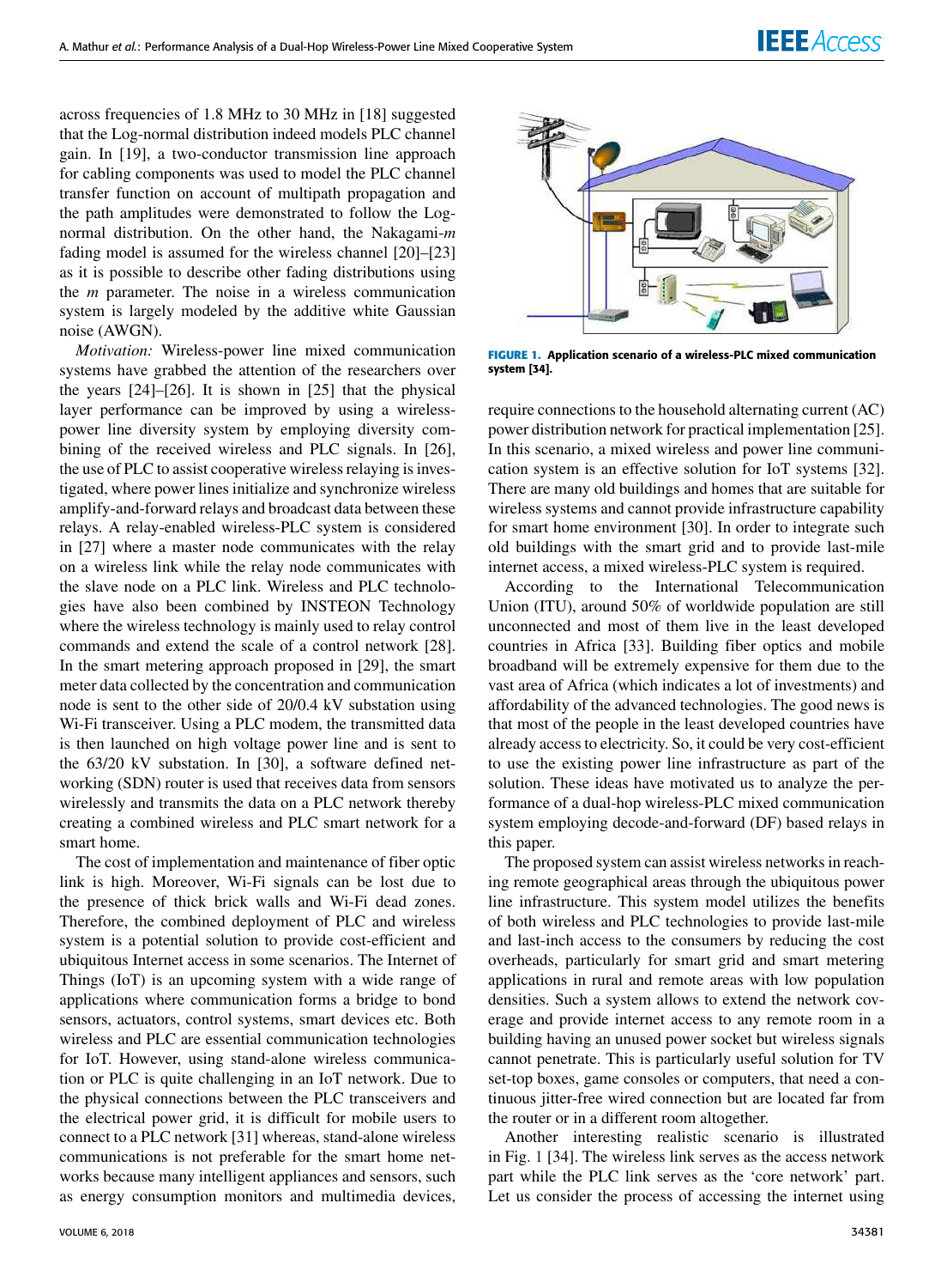across frequencies of 1.8 MHz to 30 MHz in [18] suggested that the Log-normal distribution indeed models PLC channel gain. In [19], a two-conductor transmission line approach for cabling components was used to model the PLC channel transfer function on account of multipath propagation and the path amplitudes were demonstrated to follow the Log-normal distribution. On the other hand, the Nakagami-$m$ fading model is assumed for the wireless channel [20]–[23] as it is possible to describe other fading distributions using the $m$ parameter. The noise in a wireless communication system is largely modeled by the additive white Gaussian noise (AWGN).

*Motivation:* Wireless-power line mixed communication systems have grabbed the attention of the researchers over the years [24]–[26]. It is shown in [25] that the physical layer performance can be improved by using a wireless-power line diversity system by employing diversity combining of the received wireless and PLC signals. In [26], the use of PLC to assist cooperative wireless relaying is investigated, where power lines initialize and synchronize wireless amplify-and-forward relays and broadcast data between these relays. A relay-enabled wireless-PLC system is considered in [27] where a master node communicates with the relay on a wireless link while the relay node communicates with the slave node on a PLC link. Wireless and PLC technologies have also been combined by INSTEON Technology where the wireless technology is mainly used to relay control commands and extend the scale of a control network [28]. In the smart metering approach proposed in [29], the smart meter data collected by the concentration and communication node is sent to the other side of 20/0.4 kV substation using Wi-Fi transceiver. Using a PLC modem, the transmitted data is then launched on high voltage power line and is sent to the 63/20 kV substation. In [30], a software defined networking (SDN) router is used that receives data from sensors wirelessly and transmits the data on a PLC network thereby creating a combined wireless and PLC smart network for a smart home.

The cost of implementation and maintenance of fiber optic link is high. Moreover, Wi-Fi signals can be lost due to the presence of thick brick walls and Wi-Fi dead zones. Therefore, the combined deployment of PLC and wireless system is a potential solution to provide cost-efficient and ubiquitous Internet access in some scenarios. The Internet of Things (IoT) is an upcoming system with a wide range of applications where communication forms a bridge to bond sensors, actuators, control systems, smart devices etc. Both wireless and PLC are essential communication technologies for IoT. However, using stand-alone wireless communication or PLC is quite challenging in an IoT network. Due to the physical connections between the PLC transceivers and the electrical power grid, it is difficult for mobile users to connect to a PLC network [31] whereas, stand-alone wireless communications is not preferable for the smart home networks because many intelligent appliances and sensors, such as energy consumption monitors and multimedia devices, require connections to the household alternating current (AC) power distribution network for practical implementation [25]. In this scenario, a mixed wireless and power line communication system is an effective solution for IoT systems [32]. There are many old buildings and homes that are suitable for wireless systems and cannot provide infrastructure capability for smart home environment [30]. In order to integrate such old buildings with the smart grid and to provide last-mile internet access, a mixed wireless-PLC system is required.

**FIGURE 1.** Application scenario of a wireless-PLC mixed communication system [34].

According to the International Telecommunication Union (ITU), around 50% of worldwide population are still unconnected and most of them live in the least developed countries in Africa [33]. Building fiber optics and mobile broadband will be extremely expensive for them due to the vast area of Africa (which indicates a lot of investments) and affordability of the advanced technologies. The good news is that most of the people in the least developed countries have already access to electricity. So, it could be very cost-efficient to use the existing power line infrastructure as part of the solution. These ideas have motivated us to analyze the performance of a dual-hop wireless-PLC mixed communication system employing decode-and-forward (DF) based relays in this paper.

The proposed system can assist wireless networks in reaching remote geographical areas through the ubiquitous power line infrastructure. This system model utilizes the benefits of both wireless and PLC technologies to provide last-mile and last-inch access to the consumers by reducing the cost overheads, particularly for smart grid and smart metering applications in rural and remote areas with low population densities. Such a system allows to extend the network coverage and provide internet access to any remote room in a building having an unused power socket but wireless signals cannot penetrate. This is particularly useful solution for TV set-top boxes, game consoles or computers, that need a continuous jitter-free wired connection but are located far from the router or in a different room altogether.

Another interesting realistic scenario is illustrated in Fig. 1 [34]. The wireless link serves as the access network part while the PLC link serves as the 'core network' part. Let us consider the process of accessing the internet using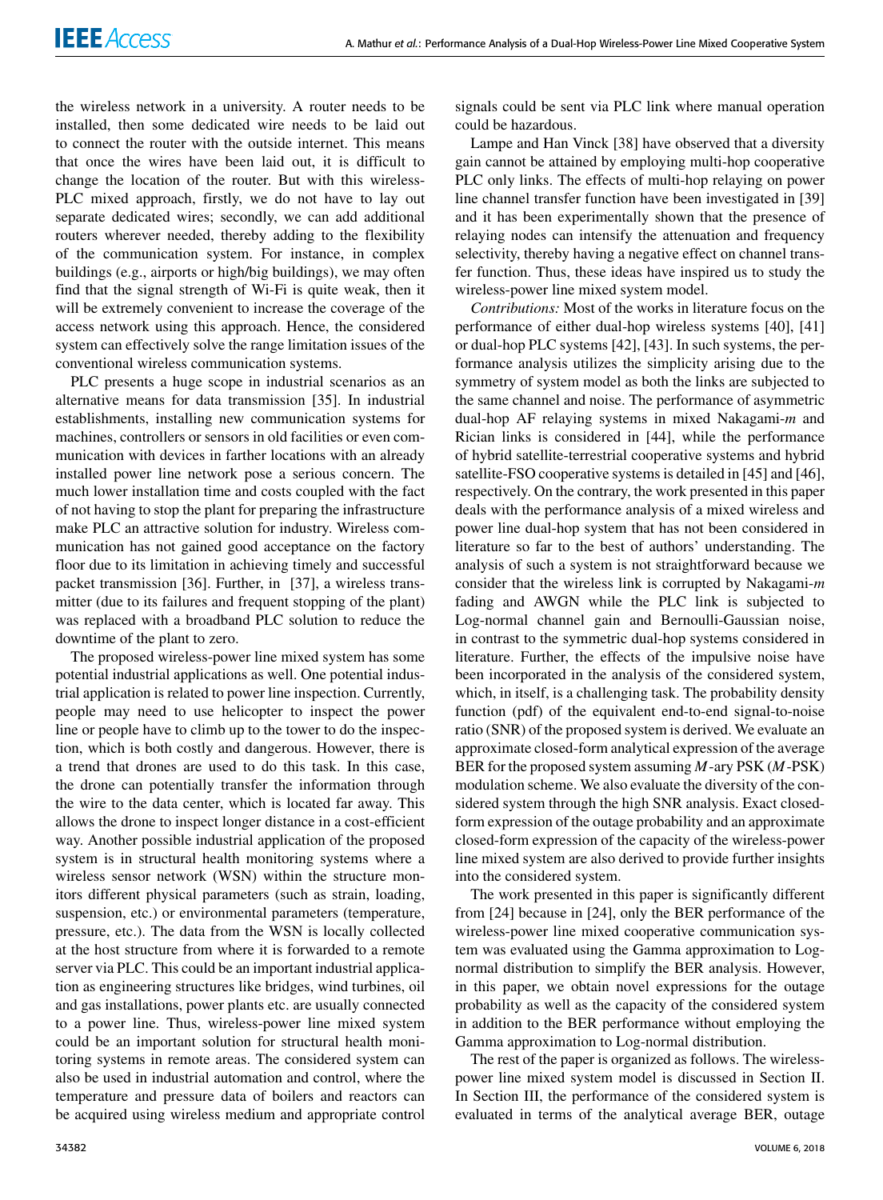the wireless network in a university. A router needs to be installed, then some dedicated wire needs to be laid out to connect the router with the outside internet. This means that once the wires have been laid out, it is difficult to change the location of the router. But with this wireless-PLC mixed approach, firstly, we do not have to lay out separate dedicated wires; secondly, we can add additional routers wherever needed, thereby adding to the flexibility of the communication system. For instance, in complex buildings (e.g., airports or high/big buildings), we may often find that the signal strength of Wi-Fi is quite weak, then it will be extremely convenient to increase the coverage of the access network using this approach. Hence, the considered system can effectively solve the range limitation issues of the conventional wireless communication systems.

PLC presents a huge scope in industrial scenarios as an alternative means for data transmission [35]. In industrial establishments, installing new communication systems for machines, controllers or sensors in old facilities or even communication with devices in farther locations with an already installed power line network pose a serious concern. The much lower installation time and costs coupled with the fact of not having to stop the plant for preparing the infrastructure make PLC an attractive solution for industry. Wireless communication has not gained good acceptance on the factory floor due to its limitation in achieving timely and successful packet transmission [36]. Further, in [37], a wireless transmitter (due to its failures and frequent stopping of the plant) was replaced with a broadband PLC solution to reduce the downtime of the plant to zero.

The proposed wireless-power line mixed system has some potential industrial applications as well. One potential industrial application is related to power line inspection. Currently, people may need to use helicopter to inspect the power line or people have to climb up to the tower to do the inspection, which is both costly and dangerous. However, there is a trend that drones are used to do this task. In this case, the drone can potentially transfer the information through the wire to the data center, which is located far away. This allows the drone to inspect longer distance in a cost-efficient way. Another possible industrial application of the proposed system is in structural health monitoring systems where a wireless sensor network (WSN) within the structure monitors different physical parameters (such as strain, loading, suspension, etc.) or environmental parameters (temperature, pressure, etc.). The data from the WSN is locally collected at the host structure from where it is forwarded to a remote server via PLC. This could be an important industrial application as engineering structures like bridges, wind turbines, oil and gas installations, power plants etc. are usually connected to a power line. Thus, wireless-power line mixed system could be an important solution for structural health monitoring systems in remote areas. The considered system can also be used in industrial automation and control, where the temperature and pressure data of boilers and reactors can be acquired using wireless medium and appropriate control signals could be sent via PLC link where manual operation could be hazardous.

Lampe and Han Vinck [38] have observed that a diversity gain cannot be attained by employing multi-hop cooperative PLC only links. The effects of multi-hop relaying on power line channel transfer function have been investigated in [39] and it has been experimentally shown that the presence of relaying nodes can intensify the attenuation and frequency selectivity, thereby having a negative effect on channel transfer function. Thus, these ideas have inspired us to study the wireless-power line mixed system model.

*Contributions:* Most of the works in literature focus on the performance of either dual-hop wireless systems [40], [41] or dual-hop PLC systems [42], [43]. In such systems, the performance analysis utilizes the simplicity arising due to the symmetry of system model as both the links are subjected to the same channel and noise. The performance of asymmetric dual-hop AF relaying systems in mixed Nakagami-$m$ and Rician links is considered in [44], while the performance of hybrid satellite-terrestrial cooperative systems and hybrid satellite-FSO cooperative systems is detailed in [45] and [46], respectively. On the contrary, the work presented in this paper deals with the performance analysis of a mixed wireless and power line dual-hop system that has not been considered in literature so far to the best of authors' understanding. The analysis of such a system is not straightforward because we consider that the wireless link is corrupted by Nakagami-$m$ fading and AWGN while the PLC link is subjected to Log-normal channel gain and Bernoulli-Gaussian noise, in contrast to the symmetric dual-hop systems considered in literature. Further, the effects of the impulsive noise have been incorporated in the analysis of the considered system, which, in itself, is a challenging task. The probability density function (pdf) of the equivalent end-to-end signal-to-noise ratio (SNR) of the proposed system is derived. We evaluate an approximate closed-form analytical expression of the average BER for the proposed system assuming $M$-ary PSK ($M$-PSK) modulation scheme. We also evaluate the diversity of the considered system through the high SNR analysis. Exact closed-form expression of the outage probability and an approximate closed-form expression of the capacity of the wireless-power line mixed system are also derived to provide further insights into the considered system.

The work presented in this paper is significantly different from [24] because in [24], only the BER performance of the wireless-power line mixed cooperative communication system was evaluated using the Gamma approximation to Log-normal distribution to simplify the BER analysis. However, in this paper, we obtain novel expressions for the outage probability as well as the capacity of the considered system in addition to the BER performance without employing the Gamma approximation to Log-normal distribution.

The rest of the paper is organized as follows. The wireless-power line mixed system model is discussed in Section II. In Section III, the performance of the considered system is evaluated in terms of the analytical average BER, outage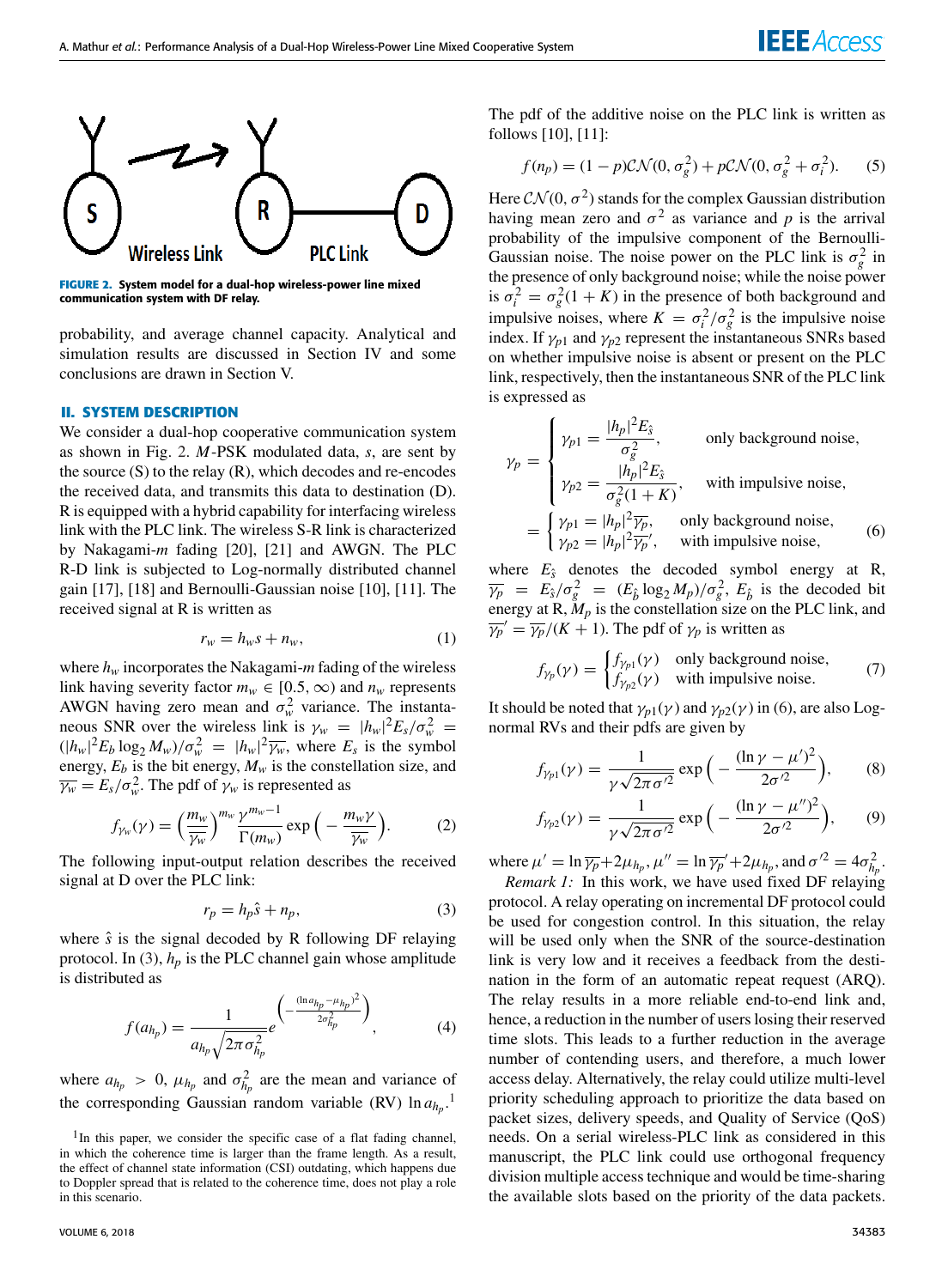FIGURE 2. System model for a dual-hop wireless-power line mixed communication system with DF relay.

probability, and average channel capacity. Analytical and simulation results are discussed in Section IV and some conclusions are drawn in Section V.

## II. SYSTEM DESCRIPTION

We consider a dual-hop cooperative communication system as shown in Fig. 2. $M$-PSK modulated data, $s$, are sent by the source (S) to the relay (R), which decodes and re-encodes the received data, and transmits this data to destination (D). R is equipped with a hybrid capability for interfacing wireless link with the PLC link. The wireless S-R link is characterized by Nakagami-$m$ fading [20], [21] and AWGN. The PLC R-D link is subjected to Log-normally distributed channel gain [17], [18] and Bernoulli-Gaussian noise [10], [11]. The received signal at R is written as

$$r_w = h_w s + n_w, \tag{1}$$

where $h_w$ incorporates the Nakagami-$m$ fading of the wireless link having severity factor $m_w \in [0.5, \infty)$ and $n_w$ represents AWGN having zero mean and $\sigma_w^2$ variance. The instantaneous SNR over the wireless link is $\gamma_w = |h_w|^2 E_s/\sigma_w^2 = (|h_w|^2 E_b \log_2 M_w)/\sigma_w^2 = |h_w|^2 \overline{\gamma_w}$, where $E_s$ is the symbol energy, $E_b$ is the bit energy, $M_w$ is the constellation size, and $\overline{\gamma_w} = E_s/\sigma_w^2$. The pdf of $\gamma_w$ is represented as

$$f_{\gamma_w}(\gamma) = \left(\frac{m_w}{\overline{\gamma_w}}\right)^{m_w} \frac{\gamma^{m_w-1}}{\Gamma(m_w)} \exp\left(-\frac{m_w \gamma}{\overline{\gamma_w}}\right). \tag{2}$$

The following input-output relation describes the received signal at D over the PLC link:

$$r_p = h_p \hat{s} + n_p, \tag{3}$$

where $\hat{s}$ is the signal decoded by R following DF relaying protocol. In (3), $h_p$ is the PLC channel gain whose amplitude is distributed as

$$f(a_{h_p}) = \frac{1}{a_{h_p}\sqrt{2\pi\sigma_{h_p}^2}} e^{\left(-\frac{(\ln a_{h_p} - \mu_{h_p})^2}{2\sigma_{h_p}^2}\right)}, \tag{4}$$

where $a_{h_p} > 0$, $\mu_{h_p}$ and $\sigma_{h_p}^2$ are the mean and variance of the corresponding Gaussian random variable (RV) $\ln a_{h_p}$.[1]

The pdf of the additive noise on the PLC link is written as follows [10], [11]:

$$f(n_p) = (1-p)\mathcal{CN}(0, \sigma_g^2) + p\mathcal{CN}(0, \sigma_g^2 + \sigma_i^2). \tag{5}$$

Here $\mathcal{CN}(0, \sigma^2)$ stands for the complex Gaussian distribution having mean zero and $\sigma^2$ as variance and $p$ is the arrival probability of the impulsive component of the Bernoulli-Gaussian noise. The noise power on the PLC link is $\sigma_g^2$ in the presence of only background noise; while the noise power is $\sigma_i^2 = \sigma_g^2(1+K)$ in the presence of both background and impulsive noises, where $K = \sigma_i^2/\sigma_g^2$ is the impulsive noise index. If $\gamma_{p1}$ and $\gamma_{p2}$ represent the instantaneous SNRs based on whether impulsive noise is absent or present on the PLC link, respectively, then the instantaneous SNR of the PLC link is expressed as

$$\gamma_p = \begin{cases} \gamma_{p1} = \dfrac{|h_p|^2 E_{\hat{s}}}{\sigma_g^2}, & \text{only background noise,} \\ \gamma_{p2} = \dfrac{|h_p|^2 E_{\hat{s}}}{\sigma_g^2(1+K)}, & \text{with impulsive noise,} \end{cases}$$
$$= \begin{cases} \gamma_{p1} = |h_p|^2 \overline{\gamma_p}, & \text{only background noise,} \\ \gamma_{p2} = |h_p|^2 \overline{\gamma_p}', & \text{with impulsive noise,} \end{cases} \tag{6}$$

where $E_{\hat{s}}$ denotes the decoded symbol energy at R, $\overline{\gamma_p} = E_{\hat{s}}/\sigma_g^2 = (E_{\hat{b}} \log_2 M_p)/\sigma_g^2$, $E_{\hat{b}}$ is the decoded bit energy at R, $M_p$ is the constellation size on the PLC link, and $\overline{\gamma_p}' = \overline{\gamma_p}/(K+1)$. The pdf of $\gamma_p$ is written as

$$f_{\gamma_p}(\gamma) = \begin{cases} f_{\gamma_{p1}}(\gamma) & \text{only background noise,} \\ f_{\gamma_{p2}}(\gamma) & \text{with impulsive noise.} \end{cases} \tag{7}$$

It should be noted that $\gamma_{p1}(\gamma)$ and $\gamma_{p2}(\gamma)$ in (6), are also Log-normal RVs and their pdfs are given by

$$f_{\gamma_{p1}}(\gamma) = \frac{1}{\gamma\sqrt{2\pi\sigma'^2}} \exp\left(-\frac{(\ln\gamma - \mu')^2}{2\sigma'^2}\right), \tag{8}$$

$$f_{\gamma_{p2}}(\gamma) = \frac{1}{\gamma\sqrt{2\pi\sigma'^2}} \exp\left(-\frac{(\ln\gamma - \mu'')^2}{2\sigma'^2}\right), \tag{9}$$

where $\mu' = \ln\overline{\gamma_p} + 2\mu_{h_p}$, $\mu'' = \ln\overline{\gamma_p}' + 2\mu_{h_p}$, and $\sigma'^2 = 4\sigma_{h_p}^2$.

*Remark 1:* In this work, we have used fixed DF relaying protocol. A relay operating on incremental DF protocol could be used for congestion control. In this situation, the relay will be used only when the SNR of the source-destination link is very low and it receives a feedback from the destination in the form of an automatic repeat request (ARQ). The relay results in a more reliable end-to-end link and, hence, a reduction in the number of users losing their reserved time slots. This leads to a further reduction in the average number of contending users, and therefore, a much lower access delay. Alternatively, the relay could utilize multi-level priority scheduling approach to prioritize the data based on packet sizes, delivery speeds, and Quality of Service (QoS) needs. On a serial wireless-PLC link as considered in this manuscript, the PLC link could use orthogonal frequency division multiple access technique and would be time-sharing the available slots based on the priority of the data packets.

[1] In this paper, we consider the specific case of a flat fading channel, in which the coherence time is larger than the frame length. As a result, the effect of channel state information (CSI) outdating, which happens due to Doppler spread that is related to the coherence time, does not play a role in this scenario.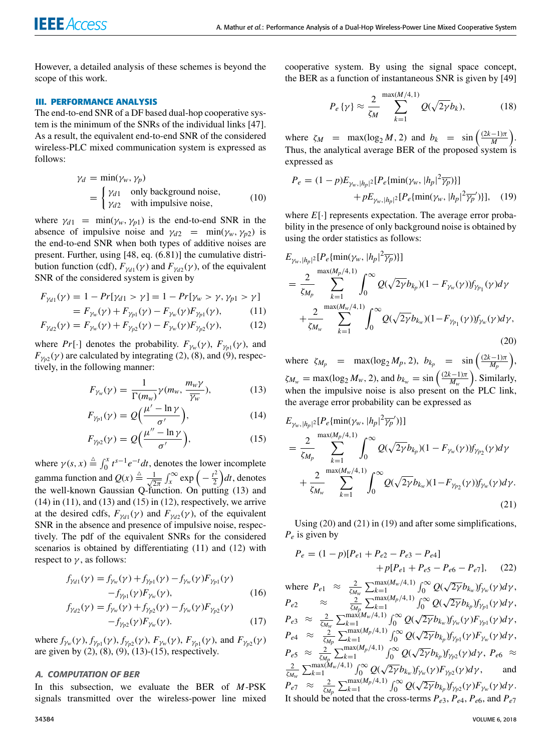However, a detailed analysis of these schemes is beyond the scope of this work.

## III. PERFORMANCE ANALYSIS

The end-to-end SNR of a DF based dual-hop cooperative system is the minimum of the SNRs of the individual links [47]. As a result, the equivalent end-to-end SNR of the considered wireless-PLC mixed communication system is expressed as follows:

$$\gamma_d = \min(\gamma_w, \gamma_p) = \begin{cases} \gamma_{d1} & \text{only background noise,} \\ \gamma_{d2} & \text{with impulsive noise,} \end{cases} \tag{10}$$

where $\gamma_{d1} = \min(\gamma_w, \gamma_{p1})$ is the end-to-end SNR in the absence of impulsive noise and $\gamma_{d2} = \min(\gamma_w, \gamma_{p2})$ is the end-to-end SNR when both types of additive noises are present. Further, using [48, eq. (6.81)] the cumulative distribution function (cdf), $F_{\gamma_{d1}}(\gamma)$ and $F_{\gamma_{d2}}(\gamma)$, of the equivalent SNR of the considered system is given by

$$\begin{aligned} F_{\gamma_{d1}}(\gamma) &= 1 - Pr[\gamma_{d1} > \gamma] = 1 - Pr[\gamma_w > \gamma, \gamma_{p1} > \gamma] \\ &= F_{\gamma_w}(\gamma) + F_{\gamma_{p1}}(\gamma) - F_{\gamma_w}(\gamma)F_{\gamma_{p1}}(\gamma), \end{aligned} \tag{11}$$

$$F_{\gamma_{d2}}(\gamma) = F_{\gamma_w}(\gamma) + F_{\gamma_{p2}}(\gamma) - F_{\gamma_w}(\gamma)F_{\gamma_{p2}}(\gamma), \tag{12}$$

where $Pr[\cdot]$ denotes the probability. $F_{\gamma_w}(\gamma)$, $F_{\gamma_{p1}}(\gamma)$, and $F_{\gamma_{p2}}(\gamma)$ are calculated by integrating (2), (8), and (9), respectively, in the following manner:

$$F_{\gamma_w}(\gamma) = \frac{1}{\Gamma(m_w)}\gamma(m_w, \frac{m_w\gamma}{\overline{\gamma_w}}), \tag{13}$$

$$F_{\gamma_{p1}}(\gamma) = Q\Big(\frac{\mu' - \ln\gamma}{\sigma'}\Big), \tag{14}$$

$$F_{\gamma_{p2}}(\gamma) = Q\Big(\frac{\mu'' - \ln\gamma}{\sigma'}\Big), \tag{15}$$

where $\gamma(s, x) \triangleq \int_0^x t^{s-1}e^{-t}dt$, denotes the lower incomplete gamma function and $Q(x) \triangleq \frac{1}{\sqrt{2\pi}}\int_x^\infty \exp\Big(-\frac{t^2}{2}\Big)dt$, denotes the well-known Gaussian Q-function. On putting (13) and (14) in (11), and (13) and (15) in (12), respectively, we arrive at the desired cdfs, $F_{\gamma_{d1}}(\gamma)$ and $F_{\gamma_{d2}}(\gamma)$, of the equivalent SNR in the absence and presence of impulsive noise, respectively. The pdf of the equivalent SNRs for the considered scenarios is obtained by differentiating (11) and (12) with respect to $\gamma$, as follows:

$$\begin{aligned} f_{\gamma_{d1}}(\gamma) = f_{\gamma_w}(\gamma) + f_{\gamma_{p1}}(\gamma) - f_{\gamma_w}(\gamma)F_{\gamma_{p1}}(\gamma) \\ - f_{\gamma_{p1}}(\gamma)F_{\gamma_w}(\gamma), \end{aligned} \tag{16}$$

$$\begin{aligned} f_{\gamma_{d2}}(\gamma) = f_{\gamma_w}(\gamma) + f_{\gamma_{p2}}(\gamma) - f_{\gamma_w}(\gamma)F_{\gamma_{p2}}(\gamma) \\ - f_{\gamma_{p2}}(\gamma)F_{\gamma_w}(\gamma). \end{aligned} \tag{17}$$

where $f_{\gamma_w}(\gamma)$, $f_{\gamma_{p1}}(\gamma)$, $f_{\gamma_{p2}}(\gamma)$, $F_{\gamma_w}(\gamma)$, $F_{\gamma_{p1}}(\gamma)$, and $F_{\gamma_{p2}}(\gamma)$ are given by (2), (8), (9), (13)-(15), respectively.

### A. COMPUTATION OF BER

In this subsection, we evaluate the BER of $M$-PSK signals transmitted over the wireless-power line mixed cooperative system. By using the signal space concept, the BER as a function of instantaneous SNR is given by [49]

$$P_e\{\gamma\} \approx \frac{2}{\zeta_M}\sum_{k=1}^{\max(M/4,1)} Q(\sqrt{2\gamma}b_k), \tag{18}$$

where $\zeta_M = \max(\log_2 M, 2)$ and $b_k = \sin\Big(\frac{(2k-1)\pi}{M}\Big)$. Thus, the analytical average BER of the proposed system is expressed as

$$\begin{aligned} P_e = (1-p)E_{\gamma_w, |h_p|^2}[P_e\{\min(\gamma_w, |h_p|^2\overline{\gamma_p})\}] \\ + pE_{\gamma_w, |h_p|^2}[P_e\{\min(\gamma_w, |h_p|^2\overline{\gamma_p}')\}], \end{aligned} \tag{19}$$

where $E[\cdot]$ represents expectation. The average error probability in the presence of only background noise is obtained by using the order statistics as follows:

$$\begin{aligned} &E_{\gamma_w, |h_p|^2}[P_e\{\min(\gamma_w, |h_p|^2\overline{\gamma_p})\}] \\ &= \frac{2}{\zeta_{M_p}}\sum_{k=1}^{\max(M_p/4,1)}\int_0^\infty Q(\sqrt{2\gamma}b_{k_p})(1 - F_{\gamma_w}(\gamma))f_{\gamma_{p_1}}(\gamma)d\gamma \\ &\quad + \frac{2}{\zeta_{M_w}}\sum_{k=1}^{\max(M_w/4,1)}\int_0^\infty Q(\sqrt{2\gamma}b_{k_w})(1 - F_{\gamma_{p_1}}(\gamma))f_{\gamma_w}(\gamma)d\gamma, \end{aligned} \tag{20}$$

where $\zeta_{M_p} = \max(\log_2 M_p, 2)$, $b_{k_p} = \sin\Big(\frac{(2k-1)\pi}{M_p}\Big)$, $\zeta_{M_w} = \max(\log_2 M_w, 2)$, and $b_{k_w} = \sin\Big(\frac{(2k-1)\pi}{M_w}\Big)$. Similarly, when the impulsive noise is also present on the PLC link, the average error probability can be expressed as

$$\begin{aligned} &E_{\gamma_w, |h_p|^2}[P_e\{\min(\gamma_w, |h_p|^2\overline{\gamma_p}')\}] \\ &= \frac{2}{\zeta_{M_p}}\sum_{k=1}^{\max(M_p/4,1)}\int_0^\infty Q(\sqrt{2\gamma}b_{k_p})(1 - F_{\gamma_w}(\gamma))f_{\gamma_{p_2}}(\gamma)d\gamma \\ &\quad + \frac{2}{\zeta_{M_w}}\sum_{k=1}^{\max(M_w/4,1)}\int_0^\infty Q(\sqrt{2\gamma}b_{k_w})(1 - F_{\gamma_{p_2}}(\gamma))f_{\gamma_w}(\gamma)d\gamma. \end{aligned} \tag{21}$$

Using (20) and (21) in (19) and after some simplifications, $P_e$ is given by

$$\begin{aligned} P_e = (1-p)[P_{e1} + P_{e2} - P_{e3} - P_{e4}] \\ + p[P_{e1} + P_{e5} - P_{e6} - P_{e7}], \end{aligned} \tag{22}$$

where $P_{e1} \approx \frac{2}{\zeta_{M_w}}\sum_{k=1}^{\max(M_w/4,1)}\int_0^\infty Q(\sqrt{2\gamma}b_{k_w})f_{\gamma_w}(\gamma)d\gamma$, $P_{e2} \approx \frac{2}{\zeta_{M_p}}\sum_{k=1}^{\max(M_p/4,1)}\int_0^\infty Q(\sqrt{2\gamma}b_{k_p})f_{\gamma_{p1}}(\gamma)d\gamma$, $P_{e3} \approx \frac{2}{\zeta_{M_w}}\sum_{k=1}^{\max(M_w/4,1)}\int_0^\infty Q(\sqrt{2\gamma}b_{k_w})f_{\gamma_w}(\gamma)F_{\gamma_{p1}}(\gamma)d\gamma$, $P_{e4} \approx \frac{2}{\zeta_{M_p}}\sum_{k=1}^{\max(M_p/4,1)}\int_0^\infty Q(\sqrt{2\gamma}b_{k_p})f_{\gamma_{p1}}(\gamma)F_{\gamma_w}(\gamma)d\gamma$, $P_{e5} \approx \frac{2}{\zeta_{M_p}}\sum_{k=1}^{\max(M_p/4,1)}\int_0^\infty Q(\sqrt{2\gamma}b_{k_p})f_{\gamma_{p2}}(\gamma)d\gamma$, $P_{e6} \approx \frac{2}{\zeta_{M_w}}\sum_{k=1}^{\max(M_w/4,1)}\int_0^\infty Q(\sqrt{2\gamma}b_{k_w})f_{\gamma_w}(\gamma)F_{\gamma_{p2}}(\gamma)d\gamma$, and $P_{e7} \approx \frac{2}{\zeta_{M_p}}\sum_{k=1}^{\max(M_p/4,1)}\int_0^\infty Q(\sqrt{2\gamma}b_{k_p})f_{\gamma_{p2}}(\gamma)F_{\gamma_w}(\gamma)d\gamma$.
It should be noted that the cross-terms $P_{e3}$, $P_{e4}$, $P_{e6}$, and $P_{e7}$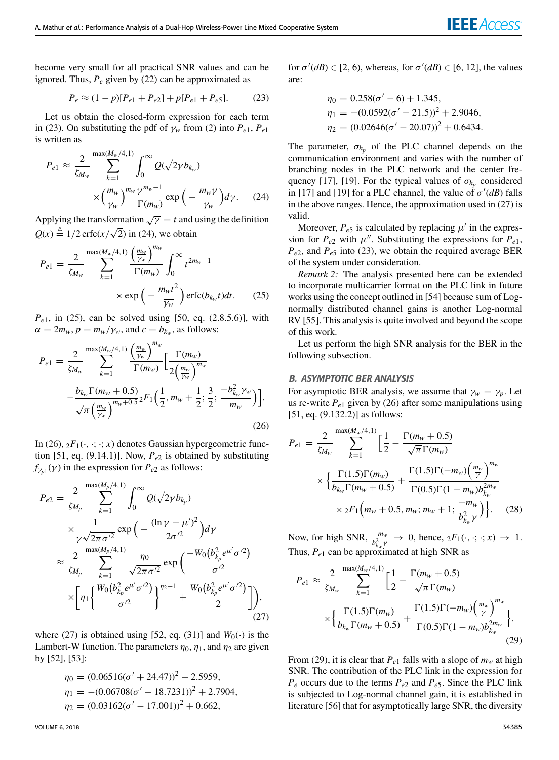become very small for all practical SNR values and can be ignored. Thus, $P_e$ given by (22) can be approximated as

$$P_e \approx (1-p)[P_{e1}+P_{e2}] + p[P_{e1}+P_{e5}]. \tag{23}$$

Let us obtain the closed-form expression for each term in (23). On substituting the pdf of $\gamma_w$ from (2) into $P_{e1}$, $P_{e1}$ is written as

$$P_{e1} \approx \frac{2}{\zeta_{M_w}} \sum_{k=1}^{\max(M_w/4,1)} \int_0^\infty Q(\sqrt{2\gamma} b_{k_w}) \times \left(\frac{m_w}{\overline{\gamma_w}}\right)^{m_w} \frac{\gamma^{m_w-1}}{\Gamma(m_w)} \exp\Big(-\frac{m_w \gamma}{\overline{\gamma_w}}\Big) d\gamma. \tag{24}$$

Applying the transformation $\sqrt{\gamma} = t$ and using the definition $Q(x) \triangleq 1/2\,\mathrm{erfc}(x/\sqrt{2})$ in (24), we obtain

$$P_{e1} = \frac{2}{\zeta_{M_w}} \sum_{k=1}^{\max(M_w/4,1)} \frac{\left(\frac{m_w}{\overline{\gamma_w}}\right)^{m_w}}{\Gamma(m_w)} \int_0^\infty t^{2m_w-1} \times \exp\Big(-\frac{m_w t^2}{\overline{\gamma_w}}\Big) \mathrm{erfc}(b_{k_w} t) dt. \tag{25}$$

$P_{e1}$, in (25), can be solved using [50, eq. (2.8.5.6)], with $\alpha = 2m_w$, $p = m_w/\overline{\gamma_w}$, and $c = b_{k_w}$, as follows:

$$P_{e1} = \frac{2}{\zeta_{M_w}} \sum_{k=1}^{\max(M_w/4,1)} \frac{\left(\frac{m_w}{\overline{\gamma_w}}\right)^{m_w}}{\Gamma(m_w)} \Bigg[\frac{\Gamma(m_w)}{2\left(\frac{m_w}{\overline{\gamma_w}}\right)^{m_w}} - \frac{b_{k_w}\Gamma(m_w+0.5)}{\sqrt{\pi}\left(\frac{m_w}{\overline{\gamma_w}}\right)^{m_w+0.5}} {}_2F_1\Big(\frac{1}{2}, m_w+\frac{1}{2}; \frac{3}{2}; \frac{-b_{k_w}^2 \overline{\gamma_w}}{m_w}\Big)\Bigg]. \tag{26}$$

In (26), ${}_2F_1(\cdot,\cdot;\cdot;x)$ denotes Gaussian hypergeometric function [51, eq. (9.14.1)]. Now, $P_{e2}$ is obtained by substituting $f_{\gamma_{p1}}(\gamma)$ in the expression for $P_{e2}$ as follows:

$$\begin{aligned} P_{e2} &= \frac{2}{\zeta_{M_p}} \sum_{k=1}^{\max(M_p/4,1)} \int_0^\infty Q(\sqrt{2\gamma} b_{k_p}) \times \frac{1}{\gamma\sqrt{2\pi\sigma'^2}} \exp\Big(-\frac{(\ln\gamma - \mu')^2}{2\sigma'^2}\Big) d\gamma \\ &\approx \frac{2}{\zeta_{M_p}} \sum_{k=1}^{\max(M_p/4,1)} \frac{\eta_0}{\sqrt{2\pi\sigma'^2}} \exp\left(\frac{-W_0\big(b_{k_p}^2 e^{\mu'}\sigma'^2\big)}{\sigma'^2}\right) \times \left[\eta_1\left\{\frac{W_0\big(b_{k_p}^2 e^{\mu'}\sigma'^2\big)}{\sigma'^2}\right\}^{\eta_2-1} + \frac{W_0\big(b_{k_p}^2 e^{\mu'}\sigma'^2\big)}{2}\right]\Bigg), \end{aligned} \tag{27}$$

where (27) is obtained using [52, eq. (31)] and $W_0(\cdot)$ is the Lambert-W function. The parameters $\eta_0$, $\eta_1$, and $\eta_2$ are given by [52], [53]:

$$\begin{aligned} \eta_0 &= (0.06516(\sigma' + 24.47))^2 - 2.5959, \\ \eta_1 &= -(0.06708(\sigma' - 18.7231))^2 + 2.7904, \\ \eta_2 &= (0.03162(\sigma' - 17.001))^2 + 0.662, \end{aligned}$$

for $\sigma'(dB) \in [2, 6)$, whereas, for $\sigma'(dB) \in [6, 12]$, the values are:

$$\begin{aligned} \eta_0 &= 0.258(\sigma' - 6) + 1.345, \\ \eta_1 &= -(0.0592(\sigma' - 21.5))^2 + 2.9046, \\ \eta_2 &= (0.02646(\sigma' - 20.07))^2 + 0.6434. \end{aligned}$$

The parameter, $\sigma_{h_p}$ of the PLC channel depends on the communication environment and varies with the number of branching nodes in the PLC network and the center frequency [17], [19]. For the typical values of $\sigma_{h_p}$ considered in [17] and [19] for a PLC channel, the value of $\sigma'(dB)$ falls in the above ranges. Hence, the approximation used in (27) is valid.

Moreover, $P_{e5}$ is calculated by replacing $\mu'$ in the expression for $P_{e2}$ with $\mu''$. Substituting the expressions for $P_{e1}$, $P_{e2}$, and $P_{e5}$ into (23), we obtain the required average BER of the system under consideration.

*Remark 2:* The analysis presented here can be extended to incorporate multicarrier format on the PLC link in future works using the concept outlined in [54] because sum of Log-normally distributed channel gains is another Log-normal RV [55]. This analysis is quite involved and beyond the scope of this work.

Let us perform the high SNR analysis for the BER in the following subsection.

### B. ASYMPTOTIC BER ANALYSIS

For asymptotic BER analysis, we assume that $\overline{\gamma_w} = \overline{\gamma_p}$. Let us re-write $P_{e1}$ given by (26) after some manipulations using [51, eq. (9.132.2)] as follows:

$$P_{e1} = \frac{2}{\zeta_{M_w}} \sum_{k=1}^{\max(M_w/4,1)} \Bigg[\frac{1}{2} - \frac{\Gamma(m_w+0.5)}{\sqrt{\pi}\Gamma(m_w)} \times \Bigg\{\frac{\Gamma(1.5)\Gamma(m_w)}{b_{k_w}\Gamma(m_w+0.5)} + \frac{\Gamma(1.5)\Gamma(-m_w)\left(\frac{m_w}{\overline{\gamma}}\right)^{m_w}}{\Gamma(0.5)\Gamma(1-m_w) b_{k_w}^{2m_w}} \times {}_2F_1\Big(m_w+0.5, m_w; m_w+1; \frac{-m_w}{b_{k_w}^2 \overline{\gamma}}\Big)\Bigg\}\Bigg]. \tag{28}$$

Now, for high SNR, $\frac{-m_w}{b_{k_w}^2 \overline{\gamma}} \to 0$, hence, ${}_2F_1(\cdot,\cdot;\cdot;x) \to 1$. Thus, $P_{e1}$ can be approximated at high SNR as

$$P_{e1} \approx \frac{2}{\zeta_{M_w}} \sum_{k=1}^{\max(M_w/4,1)} \Bigg[\frac{1}{2} - \frac{\Gamma(m_w+0.5)}{\sqrt{\pi}\Gamma(m_w)} \times \Bigg\{\frac{\Gamma(1.5)\Gamma(m_w)}{b_{k_w}\Gamma(m_w+0.5)} + \frac{\Gamma(1.5)\Gamma(-m_w)\left(\frac{m_w}{\overline{\gamma}}\right)^{m_w}}{\Gamma(0.5)\Gamma(1-m_w) b_{k_w}^{2m_w}}\Bigg\}. \tag{29}$$

From (29), it is clear that $P_{e1}$ falls with a slope of $m_w$ at high SNR. The contribution of the PLC link in the expression for $P_e$ occurs due to the terms $P_{e2}$ and $P_{e5}$. Since the PLC link is subjected to Log-normal channel gain, it is established in literature [56] that for asymptotically large SNR, the diversity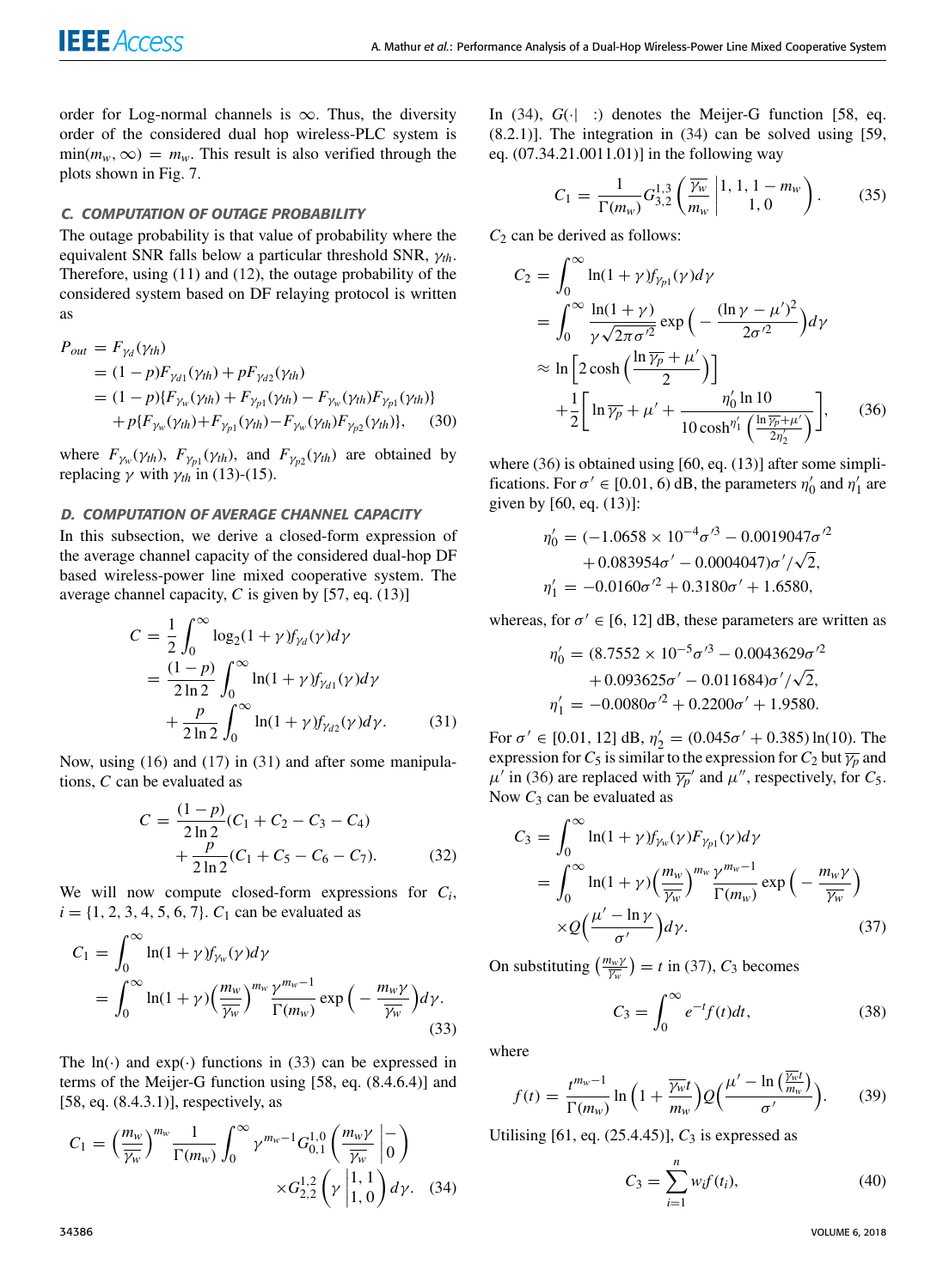order for Log-normal channels is $\infty$. Thus, the diversity order of the considered dual hop wireless-PLC system is $\min(m_w, \infty) = m_w$. This result is also verified through the plots shown in Fig. 7.

### C. COMPUTATION OF OUTAGE PROBABILITY

The outage probability is that value of probability where the equivalent SNR falls below a particular threshold SNR, $\gamma_{th}$. Therefore, using (11) and (12), the outage probability of the considered system based on DF relaying protocol is written as

$$
\begin{aligned}
P_{out} &= F_{\gamma_d}(\gamma_{th}) \\
&= (1-p)F_{\gamma_{d1}}(\gamma_{th}) + pF_{\gamma_{d2}}(\gamma_{th}) \\
&= (1-p)\{F_{\gamma_w}(\gamma_{th}) + F_{\gamma_{p1}}(\gamma_{th}) - F_{\gamma_w}(\gamma_{th})F_{\gamma_{p1}}(\gamma_{th})\} \\
&\quad + p\{F_{\gamma_w}(\gamma_{th}) + F_{\gamma_{p1}}(\gamma_{th}) - F_{\gamma_w}(\gamma_{th})F_{\gamma_{p2}}(\gamma_{th})\}, \qquad (30)
\end{aligned}
$$

where $F_{\gamma_w}(\gamma_{th})$, $F_{\gamma_{p1}}(\gamma_{th})$, and $F_{\gamma_{p2}}(\gamma_{th})$ are obtained by replacing $\gamma$ with $\gamma_{th}$ in (13)-(15).

### D. COMPUTATION OF AVERAGE CHANNEL CAPACITY

In this subsection, we derive a closed-form expression of the average channel capacity of the considered dual-hop DF based wireless-power line mixed cooperative system. The average channel capacity, $C$ is given by [57, eq. (13)]

$$
\begin{aligned}
C &= \frac{1}{2}\int_0^\infty \log_2(1+\gamma)f_{\gamma_d}(\gamma)d\gamma \\
&= \frac{(1-p)}{2\ln 2}\int_0^\infty \ln(1+\gamma)f_{\gamma_{d1}}(\gamma)d\gamma \\
&\quad + \frac{p}{2\ln 2}\int_0^\infty \ln(1+\gamma)f_{\gamma_{d2}}(\gamma)d\gamma. \qquad (31)
\end{aligned}
$$

Now, using (16) and (17) in (31) and after some manipulations, $C$ can be evaluated as

$$
\begin{aligned}
C &= \frac{(1-p)}{2\ln 2}(C_1 + C_2 - C_3 - C_4) \\
&\quad + \frac{p}{2\ln 2}(C_1 + C_5 - C_6 - C_7). \qquad (32)
\end{aligned}
$$

We will now compute closed-form expressions for $C_i$, $i = \{1, 2, 3, 4, 5, 6, 7\}$. $C_1$ can be evaluated as

$$
\begin{aligned}
C_1 &= \int_0^\infty \ln(1+\gamma)f_{\gamma_w}(\gamma)d\gamma \\
&= \int_0^\infty \ln(1+\gamma)\Big(\frac{m_w}{\overline{\gamma_w}}\Big)^{m_w}\frac{\gamma^{m_w-1}}{\Gamma(m_w)}\exp\Big(-\frac{m_w\gamma}{\overline{\gamma_w}}\Big)d\gamma. \qquad (33)
\end{aligned}
$$

The $\ln(\cdot)$ and $\exp(\cdot)$ functions in (33) can be expressed in terms of the Meijer-G function using [58, eq. (8.4.6.4)] and [58, eq. (8.4.3.1)], respectively, as

$$
\begin{aligned}
C_1 &= \Big(\frac{m_w}{\overline{\gamma_w}}\Big)^{m_w}\frac{1}{\Gamma(m_w)}\int_0^\infty \gamma^{m_w-1}G_{0,1}^{1,0}\left(\frac{m_w\gamma}{\overline{\gamma_w}}\,\middle|\,\begin{matrix}-\\0\end{matrix}\right) \\
&\quad \times G_{2,2}^{1,2}\left(\gamma\,\middle|\,\begin{matrix}1,1\\1,0\end{matrix}\right)d\gamma. \qquad (34)
\end{aligned}
$$

In (34), $G(\cdot|\ \ :)$ denotes the Meijer-G function [58, eq. (8.2.1)]. The integration in (34) can be solved using [59, eq. (07.34.21.0011.01)] in the following way

$$
C_1 = \frac{1}{\Gamma(m_w)}G_{3,2}^{1,3}\left(\frac{\overline{\gamma_w}}{m_w}\,\middle|\,\begin{matrix}1,1,1-m_w\\1,0\end{matrix}\right). \qquad (35)
$$

$C_2$ can be derived as follows:

$$
\begin{aligned}
C_2 &= \int_0^\infty \ln(1+\gamma)f_{\gamma_{p1}}(\gamma)d\gamma \\
&= \int_0^\infty \frac{\ln(1+\gamma)}{\gamma\sqrt{2\pi\sigma'^2}}\exp\Big(-\frac{(\ln\gamma-\mu')^2}{2\sigma'^2}\Big)d\gamma \\
&\approx \ln\Big[2\cosh\Big(\frac{\ln\overline{\gamma_p}+\mu'}{2}\Big)\Big] \\
&\quad + \frac{1}{2}\Bigg[\ln\overline{\gamma_p}+\mu' + \frac{\eta_0'\ln 10}{10\cosh^{\eta_1'}\Big(\frac{\ln\overline{\gamma_p}+\mu'}{2\eta_2'}\Big)}\Bigg], \qquad (36)
\end{aligned}
$$

where (36) is obtained using [60, eq. (13)] after some simplifications. For $\sigma' \in [0.01, 6)$ dB, the parameters $\eta_0'$ and $\eta_1'$ are given by [60, eq. (13)]:

$$
\begin{aligned}
\eta_0' &= (-1.0658\times 10^{-4}\sigma'^3 - 0.0019047\sigma'^2 \\
&\quad + 0.083954\sigma' - 0.0004047)\sigma'/\sqrt{2}, \\
\eta_1' &= -0.0160\sigma'^2 + 0.3180\sigma' + 1.6580,
\end{aligned}
$$

whereas, for $\sigma' \in [6, 12]$ dB, these parameters are written as

$$
\begin{aligned}
\eta_0' &= (8.7552\times 10^{-5}\sigma'^3 - 0.0043629\sigma'^2 \\
&\quad + 0.093625\sigma' - 0.011684)\sigma'/\sqrt{2}, \\
\eta_1' &= -0.0080\sigma'^2 + 0.2200\sigma' + 1.9580.
\end{aligned}
$$

For $\sigma' \in [0.01, 12]$ dB, $\eta_2' = (0.045\sigma' + 0.385)\ln(10)$. The expression for $C_5$ is similar to the expression for $C_2$ but $\overline{\gamma_p}$ and $\mu'$ in (36) are replaced with $\overline{\gamma_p}'$ and $\mu''$, respectively, for $C_5$. Now $C_3$ can be evaluated as

$$
\begin{aligned}
C_3 &= \int_0^\infty \ln(1+\gamma)f_{\gamma_w}(\gamma)F_{\gamma_{p1}}(\gamma)d\gamma \\
&= \int_0^\infty \ln(1+\gamma)\Big(\frac{m_w}{\overline{\gamma_w}}\Big)^{m_w}\frac{\gamma^{m_w-1}}{\Gamma(m_w)}\exp\Big(-\frac{m_w\gamma}{\overline{\gamma_w}}\Big) \\
&\quad \times Q\Big(\frac{\mu'-\ln\gamma}{\sigma'}\Big)d\gamma. \qquad (37)
\end{aligned}
$$

On substituting $\left(\frac{m_w\gamma}{\overline{\gamma_w}}\right) = t$ in (37), $C_3$ becomes

$$
C_3 = \int_0^\infty e^{-t}f(t)dt, \qquad (38)
$$

where

$$
f(t) = \frac{t^{m_w-1}}{\Gamma(m_w)}\ln\Big(1+\frac{\overline{\gamma_w}t}{m_w}\Big)Q\Bigg(\frac{\mu'-\ln\Big(\frac{\overline{\gamma_w}t}{m_w}\Big)}{\sigma'}\Bigg). \qquad (39)
$$

Utilising [61, eq. (25.4.45)], $C_3$ is expressed as

$$
C_3 = \sum_{i=1}^{n} w_i f(t_i), \qquad (40)
$$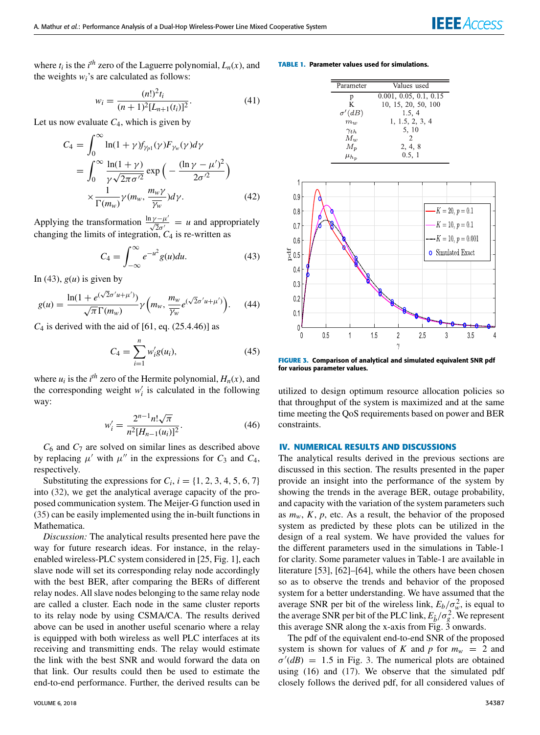where $t_i$ is the $i^{th}$ zero of the Laguerre polynomial, $L_n(x)$, and the weights $w_i$'s are calculated as follows:

$$w_i = \frac{(n!)^2 t_i}{(n+1)^2 [L_{n+1}(t_i)]^2}. \tag{41}$$

Let us now evaluate $C_4$, which is given by

$$\begin{aligned} C_4 &= \int_0^\infty \ln(1+\gamma) f_{\gamma_{p1}}(\gamma) F_{\gamma_w}(\gamma) d\gamma \\ &= \int_0^\infty \frac{\ln(1+\gamma)}{\gamma\sqrt{2\pi\sigma'^2}} \exp\Big(-\frac{(\ln\gamma - \mu')^2}{2\sigma'^2}\Big) \\ &\quad \times \frac{1}{\Gamma(m_w)} \gamma(m_w, \frac{m_w \gamma}{\overline{\gamma_w}}) d\gamma. \end{aligned} \tag{42}$$

Applying the transformation $\frac{\ln\gamma - \mu'}{\sqrt{2}\sigma'} = u$ and appropriately changing the limits of integration, $C_4$ is re-written as

$$C_4 = \int_{-\infty}^{\infty} e^{-u^2} g(u) du. \tag{43}$$

In (43), $g(u)$ is given by

$$g(u) = \frac{\ln(1 + e^{(\sqrt{2}\sigma' u + \mu')})}{\sqrt{\pi}\Gamma(m_w)} \gamma\Big(m_w, \frac{m_w}{\overline{\gamma_w}} e^{(\sqrt{2}\sigma' u + \mu')}\Big). \tag{44}$$

$C_4$ is derived with the aid of [61, eq. (25.4.46)] as

$$C_4 = \sum_{i=1}^{n} w'_i g(u_i), \tag{45}$$

where $u_i$ is the $i^{th}$ zero of the Hermite polynomial, $H_n(x)$, and the corresponding weight $w'_i$ is calculated in the following way:

$$w'_i = \frac{2^{n-1} n! \sqrt{\pi}}{n^2 [H_{n-1}(u_i)]^2}. \tag{46}$$

$C_6$ and $C_7$ are solved on similar lines as described above by replacing $\mu'$ with $\mu''$ in the expressions for $C_3$ and $C_4$, respectively.

Substituting the expressions for $C_i$, $i = \{1, 2, 3, 4, 5, 6, 7\}$ into (32), we get the analytical average capacity of the proposed communication system. The Meijer-G function used in (35) can be easily implemented using the in-built functions in Mathematica.

*Discussion:* The analytical results presented here pave the way for future research ideas. For instance, in the relay-enabled wireless-PLC system considered in [25, Fig. 1], each slave node will set its corresponding relay node accordingly with the best BER, after comparing the BERs of different relay nodes. All slave nodes belonging to the same relay node are called a cluster. Each node in the same cluster reports to its relay node by using CSMA/CA. The results derived above can be used in another useful scenario where a relay is equipped with both wireless as well PLC interfaces at its receiving and transmitting ends. The relay would estimate the link with the best SNR and would forward the data on that link. Our results could then be used to estimate the end-to-end performance. Further, the derived results can be utilized to design optimum resource allocation policies so that throughput of the system is maximized and at the same time meeting the QoS requirements based on power and BER constraints.

**TABLE 1. Parameter values used for simulations.**

| Parameter | Values used |
|---|---|
| p | 0.001, 0.05, 0.1, 0.15 |
| K | 10, 15, 20, 50, 100 |
| $\sigma'(dB)$ | 1.5, 4 |
| $m_w$ | 1, 1.5, 2, 3, 4 |
| $\gamma_{th}$ | 5, 10 |
| $M_w$ | 2 |
| $M_p$ | 2, 4, 8 |
| $\mu_{h_p}$ | 0.5, 1 |

**FIGURE 3. Comparison of analytical and simulated equivalent SNR pdf for various parameter values.**

## IV. NUMERICAL RESULTS AND DISCUSSIONS

The analytical results derived in the previous sections are discussed in this section. The results presented in the paper provide an insight into the performance of the system by showing the trends in the average BER, outage probability, and capacity with the variation of the system parameters such as $m_w$, $K$, $p$, etc. As a result, the behavior of the proposed system as predicted by these plots can be utilized in the design of a real system. We have provided the values for the different parameters used in the simulations in Table-1 for clarity. Some parameter values in Table-1 are available in literature [53], [62]–[64], while the others have been chosen so as to observe the trends and behavior of the proposed system for a better understanding. We have assumed that the average SNR per bit of the wireless link, $E_b/\sigma_w^2$, is equal to the average SNR per bit of the PLC link, $E_{\hat{b}}/\sigma_g^2$. We represent this average SNR along the x-axis from Fig. 3 onwards.

The pdf of the equivalent end-to-end SNR of the proposed system is shown for values of $K$ and $p$ for $m_w = 2$ and $\sigma'(dB) = 1.5$ in Fig. 3. The numerical plots are obtained using (16) and (17). We observe that the simulated pdf closely follows the derived pdf, for all considered values of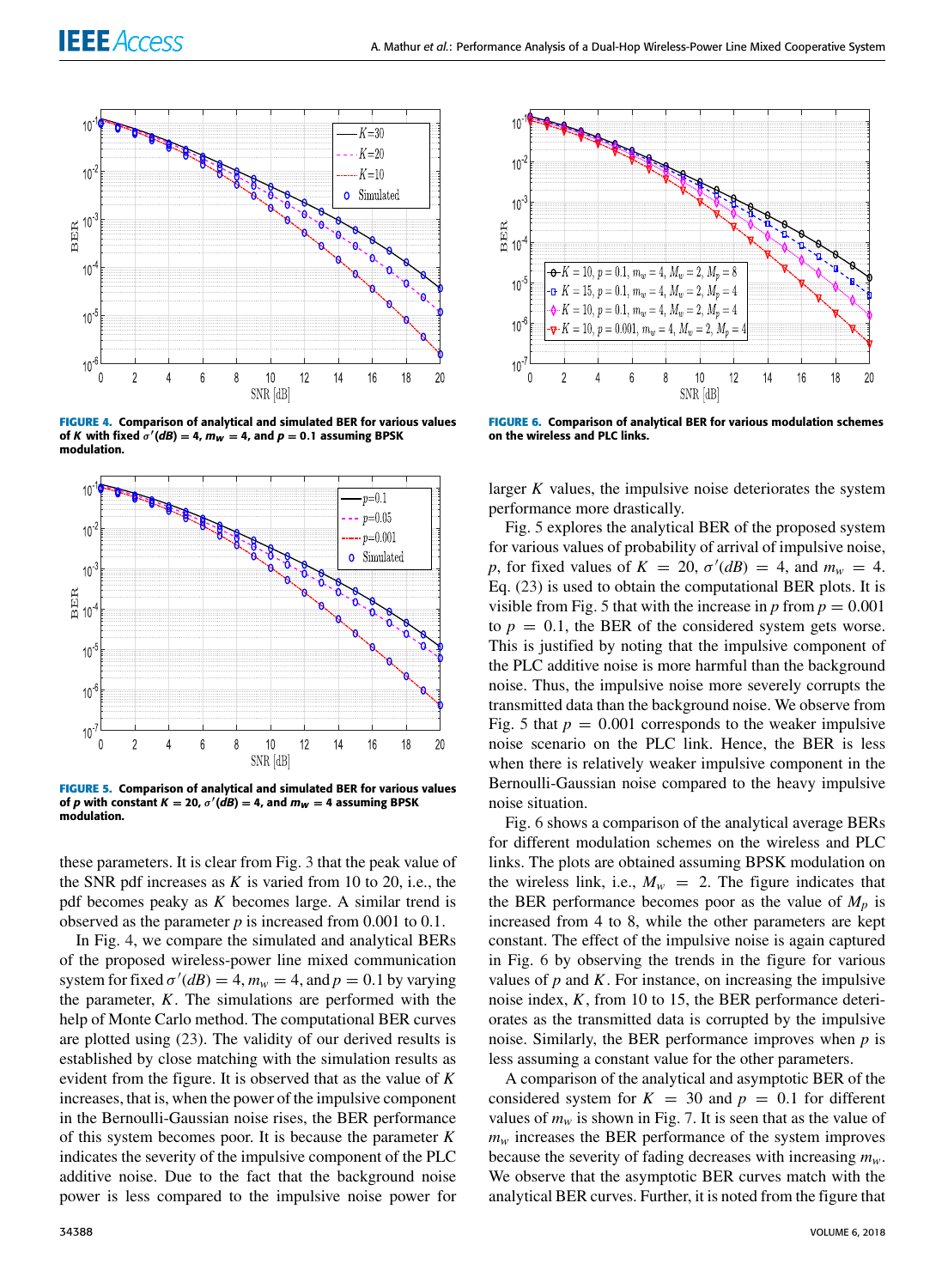**FIGURE 4.** Comparison of analytical and simulated BER for various values of $K$ with fixed $\sigma'(dB) = 4$, $m_w = 4$, and $p = 0.1$ assuming BPSK modulation.

**FIGURE 5.** Comparison of analytical and simulated BER for various values of $p$ with constant $K = 20$, $\sigma'(dB) = 4$, and $m_w = 4$ assuming BPSK modulation.

**FIGURE 6.** Comparison of analytical BER for various modulation schemes on the wireless and PLC links.

these parameters. It is clear from Fig. 3 that the peak value of the SNR pdf increases as $K$ is varied from 10 to 20, i.e., the pdf becomes peaky as $K$ becomes large. A similar trend is observed as the parameter $p$ is increased from 0.001 to 0.1.

In Fig. 4, we compare the simulated and analytical BERs of the proposed wireless-power line mixed communication system for fixed $\sigma'(dB) = 4$, $m_w = 4$, and $p = 0.1$ by varying the parameter, $K$. The simulations are performed with the help of Monte Carlo method. The computational BER curves are plotted using (23). The validity of our derived results is established by close matching with the simulation results as evident from the figure. It is observed that as the value of $K$ increases, that is, when the power of the impulsive component in the Bernoulli-Gaussian noise rises, the BER performance of this system becomes poor. It is because the parameter $K$ indicates the severity of the impulsive component of the PLC additive noise. Due to the fact that the background noise power is less compared to the impulsive noise power for larger $K$ values, the impulsive noise deteriorates the system performance more drastically.

Fig. 5 explores the analytical BER of the proposed system for various values of probability of arrival of impulsive noise, $p$, for fixed values of $K = 20$, $\sigma'(dB) = 4$, and $m_w = 4$. Eq. (23) is used to obtain the computational BER plots. It is visible from Fig. 5 that with the increase in $p$ from $p = 0.001$ to $p = 0.1$, the BER of the considered system gets worse. This is justified by noting that the impulsive component of the PLC additive noise is more harmful than the background noise. Thus, the impulsive noise more severely corrupts the transmitted data than the background noise. We observe from Fig. 5 that $p = 0.001$ corresponds to the weaker impulsive noise scenario on the PLC link. Hence, the BER is less when there is relatively weaker impulsive component in the Bernoulli-Gaussian noise compared to the heavy impulsive noise situation.

Fig. 6 shows a comparison of the analytical average BERs for different modulation schemes on the wireless and PLC links. The plots are obtained assuming BPSK modulation on the wireless link, i.e., $M_w = 2$. The figure indicates that the BER performance becomes poor as the value of $M_p$ is increased from 4 to 8, while the other parameters are kept constant. The effect of the impulsive noise is again captured in Fig. 6 by observing the trends in the figure for various values of $p$ and $K$. For instance, on increasing the impulsive noise index, $K$, from 10 to 15, the BER performance deteriorates as the transmitted data is corrupted by the impulsive noise. Similarly, the BER performance improves when $p$ is less assuming a constant value for the other parameters.

A comparison of the analytical and asymptotic BER of the considered system for $K = 30$ and $p = 0.1$ for different values of $m_w$ is shown in Fig. 7. It is seen that as the value of $m_w$ increases the BER performance of the system improves because the severity of fading decreases with increasing $m_w$. We observe that the asymptotic BER curves match with the analytical BER curves. Further, it is noted from the figure that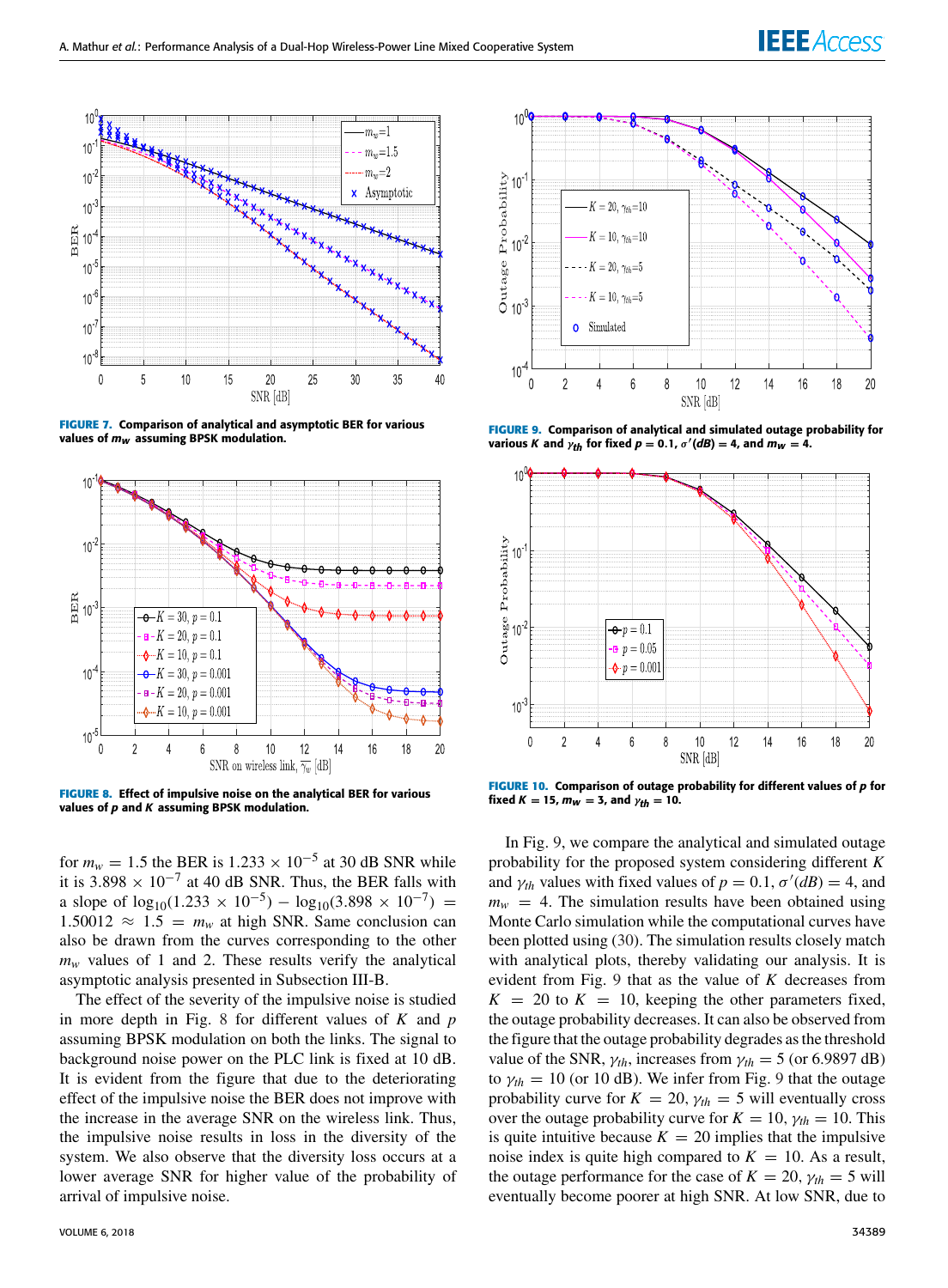**FIGURE 7.** Comparison of analytical and asymptotic BER for various values of $m_w$ assuming BPSK modulation.

**FIGURE 8.** Effect of impulsive noise on the analytical BER for various values of $p$ and $K$ assuming BPSK modulation.

**FIGURE 9.** Comparison of analytical and simulated outage probability for various $K$ and $\gamma_{th}$ for fixed $p = 0.1$, $\sigma'(dB) = 4$, and $m_w = 4$.

**FIGURE 10.** Comparison of outage probability for different values of $p$ for fixed $K = 15$, $m_w = 3$, and $\gamma_{th} = 10$.

for $m_w = 1.5$ the BER is $1.233 \times 10^{-5}$ at 30 dB SNR while it is $3.898 \times 10^{-7}$ at 40 dB SNR. Thus, the BER falls with a slope of $\log_{10}(1.233 \times 10^{-5}) - \log_{10}(3.898 \times 10^{-7}) = 1.50012 \approx 1.5 = m_w$ at high SNR. Same conclusion can also be drawn from the curves corresponding to the other $m_w$ values of 1 and 2. These results verify the analytical asymptotic analysis presented in Subsection III-B.

The effect of the severity of the impulsive noise is studied in more depth in Fig. 8 for different values of $K$ and $p$ assuming BPSK modulation on both the links. The signal to background noise power on the PLC link is fixed at 10 dB. It is evident from the figure that due to the deteriorating effect of the impulsive noise the BER does not improve with the increase in the average SNR on the wireless link. Thus, the impulsive noise results in loss in the diversity of the system. We also observe that the diversity loss occurs at a lower average SNR for higher value of the probability of arrival of impulsive noise.

In Fig. 9, we compare the analytical and simulated outage probability for the proposed system considering different $K$ and $\gamma_{th}$ values with fixed values of $p = 0.1$, $\sigma'(dB) = 4$, and $m_w = 4$. The simulation results have been obtained using Monte Carlo simulation while the computational curves have been plotted using (30). The simulation results closely match with analytical plots, thereby validating our analysis. It is evident from Fig. 9 that as the value of $K$ decreases from $K = 20$ to $K = 10$, keeping the other parameters fixed, the outage probability decreases. It can also be observed from the figure that the outage probability degrades as the threshold value of the SNR, $\gamma_{th}$, increases from $\gamma_{th} = 5$ (or 6.9897 dB) to $\gamma_{th} = 10$ (or 10 dB). We infer from Fig. 9 that the outage probability curve for $K = 20$, $\gamma_{th} = 5$ will eventually cross over the outage probability curve for $K = 10$, $\gamma_{th} = 10$. This is quite intuitive because $K = 20$ implies that the impulsive noise index is quite high compared to $K = 10$. As a result, the outage performance for the case of $K = 20$, $\gamma_{th} = 5$ will eventually become poorer at high SNR. At low SNR, due to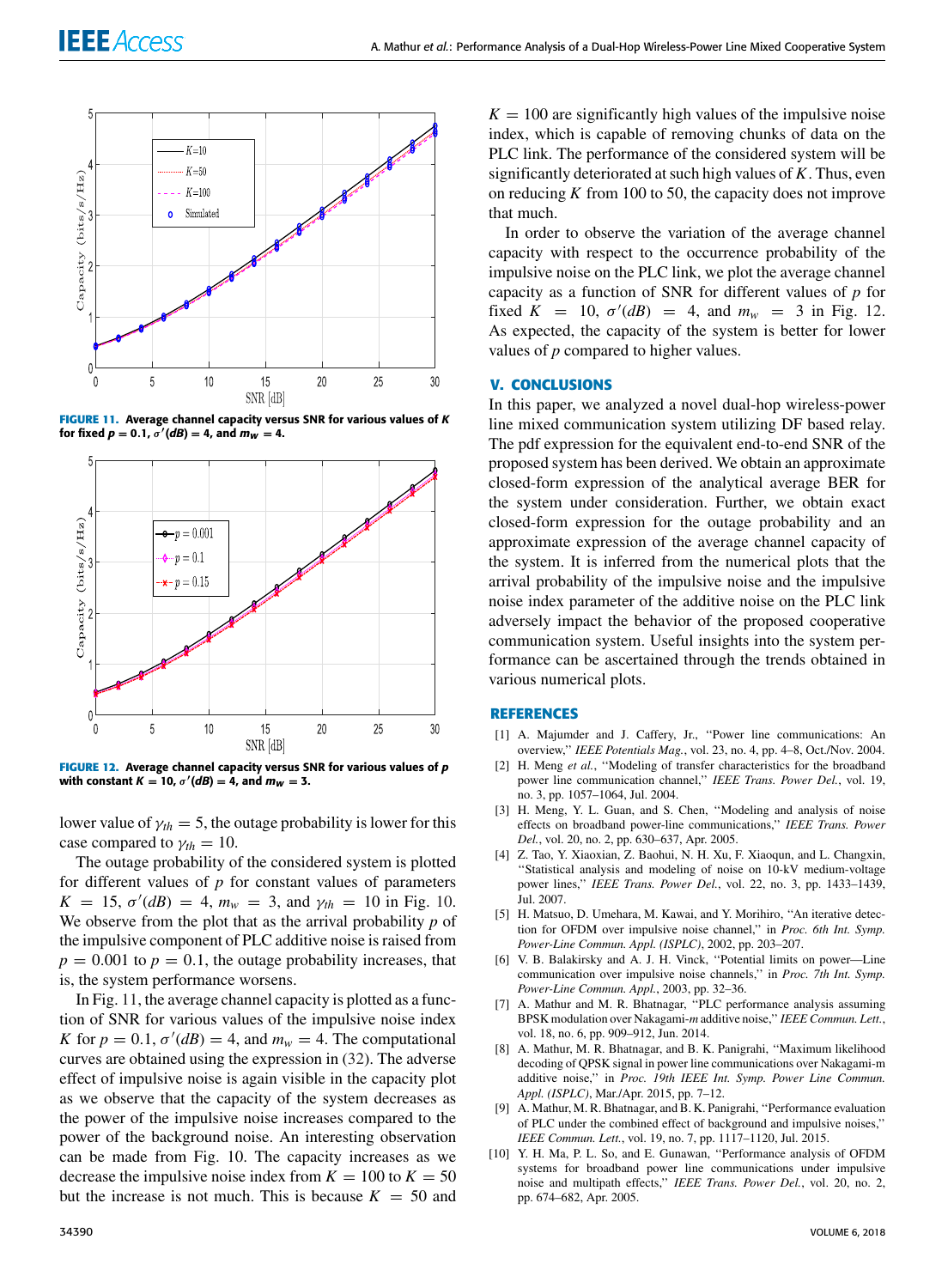FIGURE 11. Average channel capacity versus SNR for various values of $K$ for fixed $p = 0.1$, $\sigma'(dB) = 4$, and $m_w = 4$.

FIGURE 12. Average channel capacity versus SNR for various values of $p$ with constant $K = 10$, $\sigma'(dB) = 4$, and $m_w = 3$.

lower value of $\gamma_{th} = 5$, the outage probability is lower for this case compared to $\gamma_{th} = 10$.

The outage probability of the considered system is plotted for different values of $p$ for constant values of parameters $K = 15$, $\sigma'(dB) = 4$, $m_w = 3$, and $\gamma_{th} = 10$ in Fig. 10. We observe from the plot that as the arrival probability $p$ of the impulsive component of PLC additive noise is raised from $p = 0.001$ to $p = 0.1$, the outage probability increases, that is, the system performance worsens.

In Fig. 11, the average channel capacity is plotted as a function of SNR for various values of the impulsive noise index $K$ for $p = 0.1$, $\sigma'(dB) = 4$, and $m_w = 4$. The computational curves are obtained using the expression in (32). The adverse effect of impulsive noise is again visible in the capacity plot as we observe that the capacity of the system decreases as the power of the impulsive noise increases compared to the power of the background noise. An interesting observation can be made from Fig. 10. The capacity increases as we decrease the impulsive noise index from $K = 100$ to $K = 50$ but the increase is not much. This is because $K = 50$ and $K = 100$ are significantly high values of the impulsive noise index, which is capable of removing chunks of data on the PLC link. The performance of the considered system will be significantly deteriorated at such high values of $K$. Thus, even on reducing $K$ from 100 to 50, the capacity does not improve that much.

In order to observe the variation of the average channel capacity with respect to the occurrence probability of the impulsive noise on the PLC link, we plot the average channel capacity as a function of SNR for different values of $p$ for fixed $K = 10$, $\sigma'(dB) = 4$, and $m_w = 3$ in Fig. 12. As expected, the capacity of the system is better for lower values of $p$ compared to higher values.

## V. CONCLUSIONS

In this paper, we analyzed a novel dual-hop wireless-power line mixed communication system utilizing DF based relay. The pdf expression for the equivalent end-to-end SNR of the proposed system has been derived. We obtain an approximate closed-form expression of the analytical average BER for the system under consideration. Further, we obtain exact closed-form expression for the outage probability and an approximate expression of the average channel capacity of the system. It is inferred from the numerical plots that the arrival probability of the impulsive noise and the impulsive noise index parameter of the additive noise on the PLC link adversely impact the behavior of the proposed cooperative communication system. Useful insights into the system performance can be ascertained through the trends obtained in various numerical plots.

## REFERENCES

[1] A. Majumder and J. Caffery, Jr., "Power line communications: An overview," *IEEE Potentials Mag.*, vol. 23, no. 4, pp. 4–8, Oct./Nov. 2004.

[2] H. Meng *et al.*, "Modeling of transfer characteristics for the broadband power line communication channel," *IEEE Trans. Power Del.*, vol. 19, no. 3, pp. 1057–1064, Jul. 2004.

[3] H. Meng, Y. L. Guan, and S. Chen, "Modeling and analysis of noise effects on broadband power-line communications," *IEEE Trans. Power Del.*, vol. 20, no. 2, pp. 630–637, Apr. 2005.

[4] Z. Tao, Y. Xiaoxian, Z. Baohui, N. H. Xu, F. Xiaoqun, and L. Changxin, "Statistical analysis and modeling of noise on 10-kV medium-voltage power lines," *IEEE Trans. Power Del.*, vol. 22, no. 3, pp. 1433–1439, Jul. 2007.

[5] H. Matsuo, D. Umehara, M. Kawai, and Y. Morihiro, "An iterative detection for OFDM over impulsive noise channel," in *Proc. 6th Int. Symp. Power-Line Commun. Appl. (ISPLC)*, 2002, pp. 203–207.

[6] V. B. Balakirsky and A. J. H. Vinck, "Potential limits on power—Line communication over impulsive noise channels," in *Proc. 7th Int. Symp. Power-Line Commun. Appl.*, 2003, pp. 32–36.

[7] A. Mathur and M. R. Bhatnagar, "PLC performance analysis assuming BPSK modulation over Nakagami-*m* additive noise," *IEEE Commun. Lett.*, vol. 18, no. 6, pp. 909–912, Jun. 2014.

[8] A. Mathur, M. R. Bhatnagar, and B. K. Panigrahi, "Maximum likelihood decoding of QPSK signal in power line communications over Nakagami-m additive noise," in *Proc. 19th IEEE Int. Symp. Power Line Commun. Appl. (ISPLC)*, Mar./Apr. 2015, pp. 7–12.

[9] A. Mathur, M. R. Bhatnagar, and B. K. Panigrahi, "Performance evaluation of PLC under the combined effect of background and impulsive noises," *IEEE Commun. Lett.*, vol. 19, no. 7, pp. 1117–1120, Jul. 2015.

[10] Y. H. Ma, P. L. So, and E. Gunawan, "Performance analysis of OFDM systems for broadband power line communications under impulsive noise and multipath effects," *IEEE Trans. Power Del.*, vol. 20, no. 2, pp. 674–682, Apr. 2005.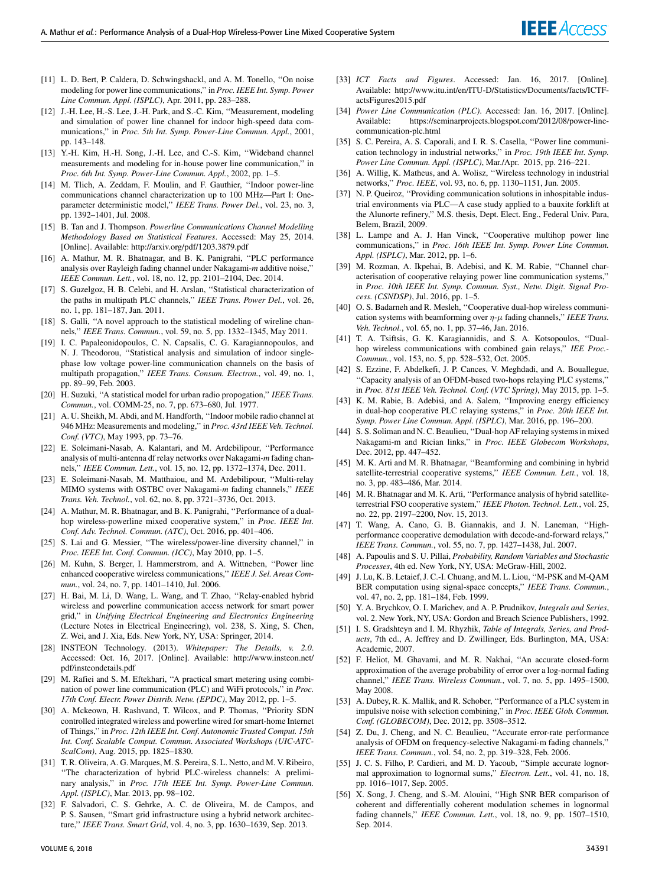[11] L. D. Bert, P. Caldera, D. Schwingshackl, and A. M. Tonello, "On noise modeling for power line communications," in *Proc. IEEE Int. Symp. Power Line Commun. Appl. (ISPLC)*, Apr. 2011, pp 283–288.

[12] J.-H. Lee, H.-S. Lee, J.-H. Park, and S.-C. Kim, "Measurement, modeling and simulation of power line channel for indoor high-speed data communications," in *Proc. 5th Int. Symp. Power-Line Commun. Appl.*, 2001, pp. 143–148.

[13] Y.-H. Kim, H.-H. Song, J.-H. Lee, and C.-S. Kim, "Wideband channel measurements and modeling for in-house power line communication," in *Proc. 6th Int. Symp. Power-Line Commun. Appl.*, 2002, pp. 1–5.

[14] M. Tlich, A. Zeddam, F. Moulin, and F. Gauthier, "Indoor power-line communications channel characterization up to 100 MHz—Part I: One-parameter deterministic model," *IEEE Trans. Power Del.*, vol. 23, no. 3, pp. 1392–1401, Jul. 2008.

[15] B. Tan and J. Thompson. *Powerline Communications Channel Modelling Methodology Based on Statistical Features*. Accessed: May 25, 2014. [Online]. Available: http://arxiv.org/pdf/1203.3879.pdf

[16] A. Mathur, M. R. Bhatnagar, and B. K. Panigrahi, "PLC performance analysis over Rayleigh fading channel under Nakagami-*m* additive noise," *IEEE Commun. Lett.*, vol. 18, no. 12, pp. 2101–2104, Dec. 2014.

[17] S. Guzelgoz, H. B. Celebi, and H. Arslan, "Statistical characterization of the paths in multipath PLC channels," *IEEE Trans. Power Del.*, vol. 26, no. 1, pp. 181–187, Jan. 2011.

[18] S. Galli, "A novel approach to the statistical modeling of wireline channels," *IEEE Trans. Commun.*, vol. 59, no. 5, pp. 1332–1345, May 2011.

[19] I. C. Papaleonidopoulos, C. N. Capsalis, C. G. Karagiannopoulos, and N. J. Theodorou, "Statistical analysis and simulation of indoor single-phase low voltage power-line communication channels on the basis of multipath propagation," *IEEE Trans. Consum. Electron.*, vol. 49, no. 1, pp. 89–99, Feb. 2003.

[20] H. Suzuki, "A statistical model for urban radio propogation," *IEEE Trans. Commun.*, vol. COMM-25, no. 7, pp. 673–680, Jul. 1977.

[21] A. U. Sheikh, M. Abdi, and M. Handforth, "Indoor mobile radio channel at 946 MHz: Measurements and modeling," in *Proc. 43rd IEEE Veh. Technol. Conf. (VTC)*, May 1993, pp. 73–76.

[22] E. Soleimani-Nasab, A. Kalantari, and M. Ardebilipour, "Performance analysis of multi-antenna df relay networks over Nakagami-*m* fading channels," *IEEE Commun. Lett.*, vol. 15, no. 12, pp. 1372–1374, Dec. 2011.

[23] E. Soleimani-Nasab, M. Matthaiou, and M. Ardebilipour, "Multi-relay MIMO systems with OSTBC over Nakagami-*m* fading channels," *IEEE Trans. Veh. Technol.*, vol. 62, no. 8, pp. 3721–3736, Oct. 2013.

[24] A. Mathur, M. R. Bhatnagar, and B. K. Panigrahi, "Performance of a dual-hop wireless-powerline mixed cooperative system," in *Proc. IEEE Int. Conf. Adv. Technol. Commun. (ATC)*, Oct. 2016, pp. 401–406.

[25] S. Lai and G. Messier, "The wireless/power-line diversity channel," in *Proc. IEEE Int. Conf. Commun. (ICC)*, May 2010, pp. 1–5.

[26] M. Kuhn, S. Berger, I. Hammerstrom, and A. Wittneben, "Power line enhanced cooperative wireless communications," *IEEE J. Sel. Areas Commun.*, vol. 24, no. 7, pp. 1401–1410, Jul. 2006.

[27] H. Bai, M. Li, D. Wang, L. Wang, and T. Zhao, "Relay-enabled hybrid wireless and powerline communication access network for smart power grid," in *Unifying Electrical Engineering and Electronics Engineering* (Lecture Notes in Electrical Engineering), vol. 238, S. Xing, S. Chen, Z. Wei, and J. Xia, Eds. New York, NY, USA: Springer, 2014.

[28] INSTEON Technology. (2013). *Whitepaper: The Details, v. 2.0*. Accessed: Oct. 16, 2017. [Online]. Available: http://www.insteon.net/pdf/insteondetails.pdf

[29] M. Rafiei and S. M. Eftekhari, "A practical smart metering using combination of power line communication (PLC) and WiFi protocols," in *Proc. 17th Conf. Electr. Power Distrib. Netw. (EPDC)*, May 2012, pp. 1–5.

[30] A. Mckeown, H. Rashvand, T. Wilcox, and P. Thomas, "Priority SDN controlled integrated wireless and powerline wired for smart-home Internet of Things," in *Proc. 12th IEEE Int. Conf. Autonomic Trusted Comput. 15th Int. Conf. Scalable Comput. Commun. Associated Workshops (UIC-ATC-ScalCom)*, Aug. 2015, pp. 1825–1830.

[31] T. R. Oliveira, A. G. Marques, M. S. Pereira, S. L. Netto, and M. V. Ribeiro, "The characterization of hybrid PLC-wireless channels: A preliminary analysis," in *Proc. 17th IEEE Int. Symp. Power-Line Commun. Appl. (ISPLC)*, Mar. 2013, pp. 98–102.

[32] F. Salvadori, C. S. Gehrke, A. C. de Oliveira, M. de Campos, and P. S. Sausen, "Smart grid infrastructure using a hybrid network architecture," *IEEE Trans. Smart Grid*, vol. 4, no. 3, pp. 1630–1639, Sep. 2013.

[33] *ICT Facts and Figures*. Accessed: Jan. 16, 2017. [Online]. Available: http://www.itu.int/en/ITU-D/Statistics/Documents/facts/ICTFactsFigures2015.pdf

[34] *Power Line Communication (PLC)*. Accessed: Jan. 16, 2017. [Online]. Available: https://seminarprojects.blogspot.com/2012/08/power-line-communication-plc.html

[35] S. C. Pereira, A. S. Caporali, and I. R. S. Casella, "Power line communication technology in industrial networks," in *Proc. 19th IEEE Int. Symp. Power Line Commun. Appl. (ISPLC)*, Mar./Apr. 2015, pp. 216–221.

[36] A. Willig, K. Matheus, and A. Wolisz, "Wireless technology in industrial networks," *Proc. IEEE*, vol. 93, no. 6, pp. 1130–1151, Jun. 2005.

[37] N. P. Queiroz, "Providing communication solutions in inhospitable industrial environments via PLC—A case study applied to a bauxite forklift at the Alunorte refinery," M.S. thesis, Dept. Elect. Eng., Federal Univ. Para, Belem, Brazil, 2009.

[38] L. Lampe and A. J. Han Vinck, "Cooperative multihop power line communications," in *Proc. 16th IEEE Int. Symp. Power Line Commun. Appl. (ISPLC)*, Mar. 2012, pp. 1–6.

[39] M. Rozman, A. Ikpehai, B. Adebisi, and K. M. Rabie, "Channel characterisation of cooperative relaying power line communication systems," in *Proc. 10th IEEE Int. Symp. Commun. Syst., Netw. Digit. Signal Process. (CSNDSP)*, Jul. 2016, pp. 1–5.

[40] O. S. Badarneh and R. Mesleh, "Cooperative dual-hop wireless communication systems with beamforming over $\eta$-$\mu$ fading channels," *IEEE Trans. Veh. Technol.*, vol. 65, no. 1, pp. 37–46, Jan. 2016.

[41] T. A. Tsiftsis, G. K. Karagiannidis, and S. A. Kotsopoulos, "Dual-hop wireless communications with combined gain relays," *IEE Proc.-Commun.*, vol. 153, no. 5, pp. 528–532, Oct. 2005.

[42] S. Ezzine, F. Abdelkefi, J. P. Cances, V. Meghdadi, and A. Bouallegue, "Capacity analysis of an OFDM-based two-hops relaying PLC systems," in *Proc. 81st IEEE Veh. Technol. Conf. (VTC Spring)*, May 2015, pp. 1–5.

[43] K. M. Rabie, B. Adebisi, and A. Salem, "Improving energy efficiency in dual-hop cooperative PLC relaying systems," in *Proc. 20th IEEE Int. Symp. Power Line Commun. Appl. (ISPLC)*, Mar. 2016, pp. 196–200.

[44] S. S. Soliman and N. C. Beaulieu, "Dual-hop AF relaying systems in mixed Nakagami-m and Rician links," in *Proc. IEEE Globecom Workshops*, Dec. 2012, pp. 447–452.

[45] M. K. Arti and M. R. Bhatnagar, "Beamforming and combining in hybrid satellite-terrestrial cooperative systems," *IEEE Commun. Lett.*, vol. 18, no. 3, pp. 483–486, Mar. 2014.

[46] M. R. Bhatnagar and M. K. Arti, "Performance analysis of hybrid satellite-terrestrial FSO cooperative system," *IEEE Photon. Technol. Lett.*, vol. 25, no. 22, pp. 2197–2200, Nov. 15, 2013.

[47] T. Wang, A. Cano, G. B. Giannakis, and J. N. Laneman, "High-performance cooperative demodulation with decode-and-forward relays," *IEEE Trans. Commun.*, vol. 55, no. 7, pp. 1427–1438, Jul. 2007.

[48] A. Papoulis and S. U. Pillai, *Probability, Random Variables and Stochastic Processes*, 4th ed. New York, NY, USA: McGraw-Hill, 2002.

[49] J. Lu, K. B. Letaief, J. C.-I. Chuang, and M. L. Liou, "M-PSK and M-QAM BER computation using signal-space concepts," *IEEE Trans. Commun.*, vol. 47, no. 2, pp. 181–184, Feb. 1999.

[50] Y. A. Brychkov, O. I. Marichev, and A. P. Prudnikov, *Integrals and Series*, vol. 2. New York, NY, USA: Gordon and Breach Science Publishers, 1992.

[51] I. S. Gradshteyn and I. M. Rhyzhik, *Table of Integrals, Series, and Products*, 7th ed., A. Jeffrey and D. Zwillinger, Eds. Burlington, MA, USA: Academic, 2007.

[52] F. Heliot, M. Ghavami, and M. R. Nakhai, "An accurate closed-form approximation of the average probability of error over a log-normal fading channel," *IEEE Trans. Wireless Commun.*, vol. 7, no. 5, pp. 1495–1500, May 2008.

[53] A. Dubey, R. K. Mallik, and R. Schober, "Performance of a PLC system in impulsive noise with selection combining," in *Proc. IEEE Glob. Commun. Conf. (GLOBECOM)*, Dec. 2012, pp. 3508–3512.

[54] Z. Du, J. Cheng, and N. C. Beaulieu, "Accurate error-rate performance analysis of OFDM on frequency-selective Nakagami-m fading channels," *IEEE Trans. Commun.*, vol. 54, no. 2, pp. 319–328, Feb. 2006.

[55] J. C. S. Filho, P. Cardieri, and M. D. Yacoub, "Simple accurate lognormal approximation to lognormal sums," *Electron. Lett.*, vol. 41, no. 18, pp. 1016–1017, Sep. 2005.

[56] X. Song, J. Cheng, and S.-M. Alouini, "High SNR BER comparison of coherent and differentially coherent modulation schemes in lognormal fading channels," *IEEE Commun. Lett.*, vol. 18, no. 9, pp. 1507–1510, Sep. 2014.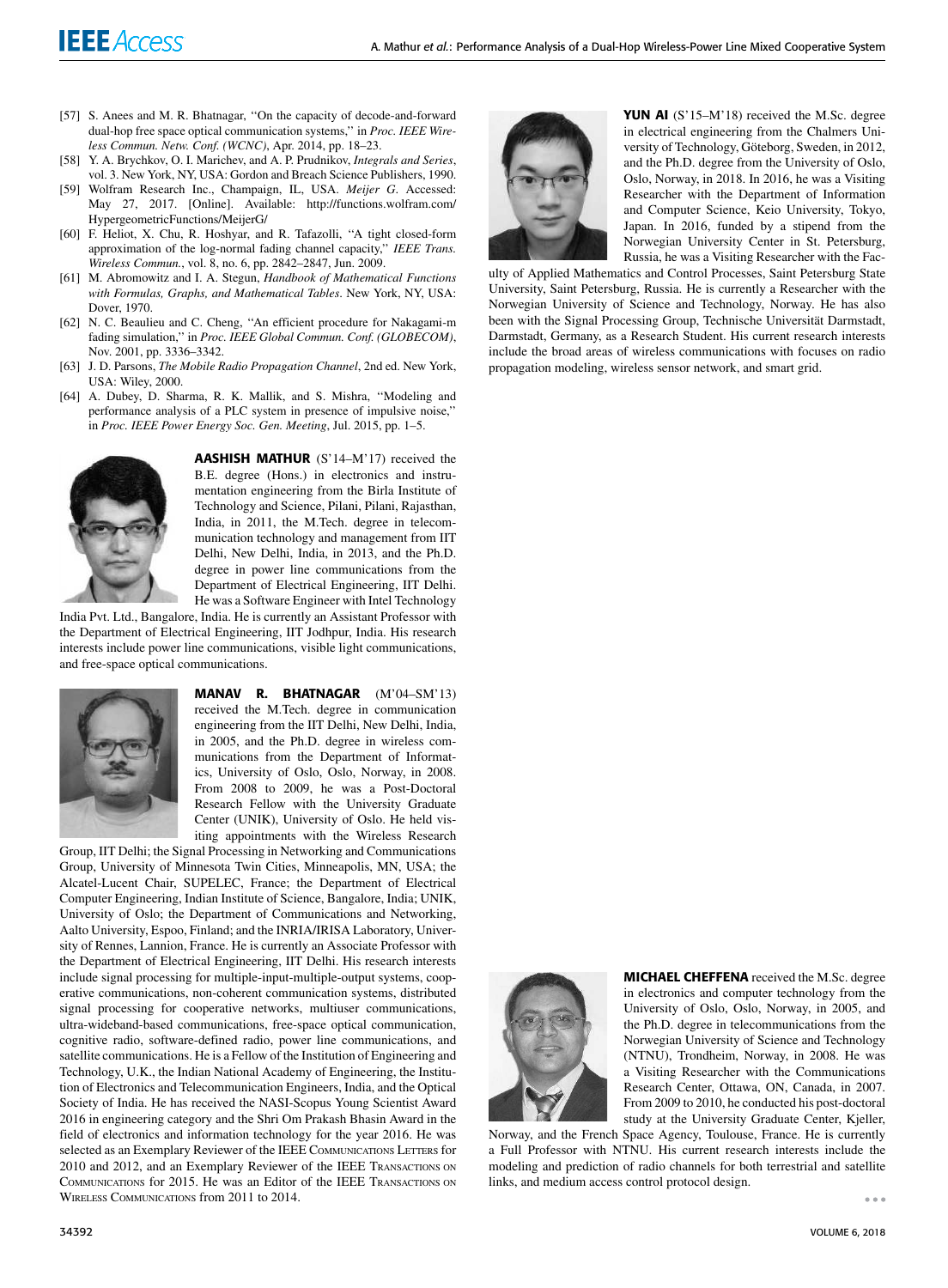[57] S. Anees and M. R. Bhatnagar, "On the capacity of decode-and-forward dual-hop free space optical communication systems," in *Proc. IEEE Wireless Commun. Netw. Conf. (WCNC)*, Apr. 2014, pp. 18–23.

[58] Y. A. Brychkov, O. I. Marichev, and A. P. Prudnikov, *Integrals and Series*, vol. 3. New York, NY, USA: Gordon and Breach Science Publishers, 1990.

[59] Wolfram Research Inc., Champaign, IL, USA. *Meijer G*. Accessed: May 27, 2017. [Online]. Available: http://functions.wolfram.com/HypergeometricFunctions/MeijerG/

[60] F. Heliot, X. Chu, R. Hoshyar, and R. Tafazolli, "A tight closed-form approximation of the log-normal fading channel capacity," *IEEE Trans. Wireless Commun.*, vol. 8, no. 6, pp. 2842–2847, Jun. 2009.

[61] M. Abromowitz and I. A. Stegun, *Handbook of Mathematical Functions with Formulas, Graphs, and Mathematical Tables*. New York, NY, USA: Dover, 1970.

[62] N. C. Beaulieu and C. Cheng, "An efficient procedure for Nakagami-m fading simulation," in *Proc. IEEE Global Commun. Conf. (GLOBECOM)*, Nov. 2001, pp. 3336–3342.

[63] J. D. Parsons, *The Mobile Radio Propagation Channel*, 2nd ed. New York, USA: Wiley, 2000.

[64] A. Dubey, D. Sharma, R. K. Mallik, and S. Mishra, "Modeling and performance analysis of a PLC system in presence of impulsive noise," in *Proc. IEEE Power Energy Soc. Gen. Meeting*, Jul. 2015, pp. 1–5.

**AASHISH MATHUR** (S'14–M'17) received the B.E. degree (Hons.) in electronics and instrumentation engineering from the Birla Institute of Technology and Science, Pilani, Pilani, Rajasthan, India, in 2011, the M.Tech. degree in telecommunication technology and management from IIT Delhi, New Delhi, India, in 2013, and the Ph.D. degree in power line communications from the Department of Electrical Engineering, IIT Delhi. He was a Software Engineer with Intel Technology India Pvt. Ltd., Bangalore, India. He is currently an Assistant Professor with the Department of Electrical Engineering, IIT Jodhpur, India. His research interests include power line communications, visible light communications, and free-space optical communications.

**MANAV R. BHATNAGAR** (M'04–SM'13) received the M.Tech. degree in communication engineering from the IIT Delhi, New Delhi, India, in 2005, and the Ph.D. degree in wireless communications from the Department of Informatics, University of Oslo, Oslo, Norway, in 2008. From 2008 to 2009, he was a Post-Doctoral Research Fellow with the University Graduate Center (UNIK), University of Oslo. He held visiting appointments with the Wireless Research Group, IIT Delhi; the Signal Processing in Networking and Communications Group, University of Minnesota Twin Cities, Minneapolis, MN, USA; the Alcatel-Lucent Chair, SUPELEC, France; the Department of Electrical Computer Engineering, Indian Institute of Science, Bangalore, India; UNIK, University of Oslo; the Department of Communications and Networking, Aalto University, Espoo, Finland; and the INRIA/IRISA Laboratory, University of Rennes, Lannion, France. He is currently an Associate Professor with the Department of Electrical Engineering, IIT Delhi. His research interests include signal processing for multiple-input-multiple-output systems, cooperative communications, non-coherent communication systems, distributed signal processing for cooperative networks, multiuser communications, ultra-wideband-based communications, free-space optical communication, cognitive radio, software-defined radio, power line communications, and satellite communications. He is a Fellow of the Institution of Engineering and Technology, U.K., the Indian National Academy of Engineering, the Institution of Electronics and Telecommunication Engineers, India, and the Optical Society of India. He has received the NASI-Scopus Young Scientist Award 2016 in engineering category and the Shri Om Prakash Bhasin Award in the field of electronics and information technology for the year 2016. He was selected as an Exemplary Reviewer of the IEEE COMMUNICATIONS LETTERS for 2010 and 2012, and an Exemplary Reviewer of the IEEE TRANSACTIONS ON COMMUNICATIONS for 2015. He was an Editor of the IEEE TRANSACTIONS ON WIRELESS COMMUNICATIONS from 2011 to 2014.

**YUN AI** (S'15–M'18) received the M.Sc. degree in electrical engineering from the Chalmers University of Technology, Göteborg, Sweden, in 2012, and the Ph.D. degree from the University of Oslo, Oslo, Norway, in 2018. In 2016, he was a Visiting Researcher with the Department of Information and Computer Science, Keio University, Tokyo, Japan. In 2016, funded by a stipend from the Norwegian University Center in St. Petersburg, Russia, he was a Visiting Researcher with the Faculty of Applied Mathematics and Control Processes, Saint Petersburg State University, Saint Petersburg, Russia. He is currently a Researcher with the Norwegian University of Science and Technology, Norway. He has also been with the Signal Processing Group, Technische Universität Darmstadt, Darmstadt, Germany, as a Research Student. His current research interests include the broad areas of wireless communications with focuses on radio propagation modeling, wireless sensor network, and smart grid.

**MICHAEL CHEFFENA** received the M.Sc. degree in electronics and computer technology from the University of Oslo, Oslo, Norway, in 2005, and the Ph.D. degree in telecommunications from the Norwegian University of Science and Technology (NTNU), Trondheim, Norway, in 2008. He was a Visiting Researcher with the Communications Research Center, Ottawa, ON, Canada, in 2007. From 2009 to 2010, he conducted his post-doctoral study at the University Graduate Center, Kjeller, Norway, and the French Space Agency, Toulouse, France. He is currently a Full Professor with NTNU. His current research interests include the modeling and prediction of radio channels for both terrestrial and satellite links, and medium access control protocol design.